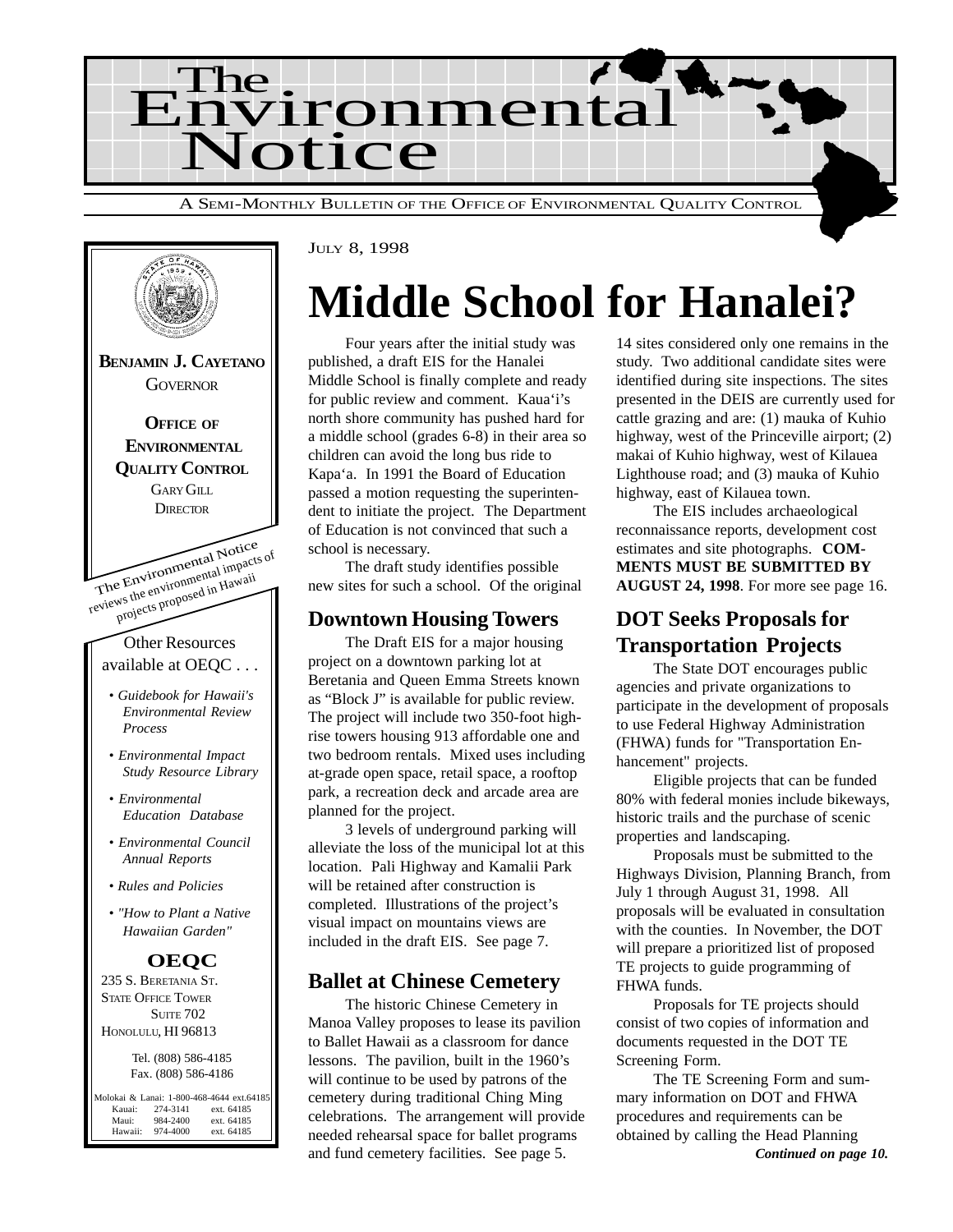# The Environmental Notice

A SEMI-MONTHLY BULLETIN OF THE OFFICE OF ENVIRONMENTAL QUALITY CONTROL

**BENJAMIN J. CAYETANO**
GOVERNOR

**OFFICE OF ENVIRONMENTAL QUALITY CONTROL**
GARY GILL
DIRECTOR

The Environmental Notice reviews the environmental impacts of projects proposed in Hawaii

Other Resources available at OEQC . . .

- *Guidebook for Hawaii's Environmental Review Process*
- *Environmental Impact Study Resource Library*
- *Environmental Education Database*
- *Environmental Council Annual Reports*
- *Rules and Policies*
- *"How to Plant a Native Hawaiian Garden"*

**OEQC**
235 S. BERETANIA ST.
STATE OFFICE TOWER
SUITE 702
HONOLULU, HI 96813

Tel. (808) 586-4185
Fax. (808) 586-4186

| | | |
|---|---|---|
| Molokai & Lanai: | 1-800-468-4644 | ext.64185 |
| Kauai: | 274-3141 | ext. 64185 |
| Maui: | 984-2400 | ext. 64185 |
| Hawaii: | 974-4000 | ext. 64185 |

JULY 8, 1998

# Middle School for Hanalei?

Four years after the initial study was published, a draft EIS for the Hanalei Middle School is finally complete and ready for public review and comment. Kaua'i's north shore community has pushed hard for a middle school (grades 6-8) in their area so children can avoid the long bus ride to Kapa'a. In 1991 the Board of Education passed a motion requesting the superintendent to initiate the project. The Department of Education is not convinced that such a school is necessary.

The draft study identifies possible new sites for such a school. Of the original 14 sites considered only one remains in the study. Two additional candidate sites were identified during site inspections. The sites presented in the DEIS are currently used for cattle grazing and are: (1) mauka of Kuhio highway, west of the Princeville airport; (2) makai of Kuhio highway, west of Kilauea Lighthouse road; and (3) mauka of Kuhio highway, east of Kilauea town.

The EIS includes archaeological reconnaissance reports, development cost estimates and site photographs. **COMMENTS MUST BE SUBMITTED BY AUGUST 24, 1998**. For more see page 16.

## Downtown Housing Towers

The Draft EIS for a major housing project on a downtown parking lot at Beretania and Queen Emma Streets known as "Block J" is available for public review. The project will include two 350-foot high-rise towers housing 913 affordable one and two bedroom rentals. Mixed uses including at-grade open space, retail space, a rooftop park, a recreation deck and arcade area are planned for the project.

3 levels of underground parking will alleviate the loss of the municipal lot at this location. Pali Highway and Kamalii Park will be retained after construction is completed. Illustrations of the project's visual impact on mountains views are included in the draft EIS. See page 7.

## Ballet at Chinese Cemetery

The historic Chinese Cemetery in Manoa Valley proposes to lease its pavilion to Ballet Hawaii as a classroom for dance lessons. The pavilion, built in the 1960's will continue to be used by patrons of the cemetery during traditional Ching Ming celebrations. The arrangement will provide needed rehearsal space for ballet programs and fund cemetery facilities. See page 5.

## DOT Seeks Proposals for Transportation Projects

The State DOT encourages public agencies and private organizations to participate in the development of proposals to use Federal Highway Administration (FHWA) funds for "Transportation Enhancement" projects.

Eligible projects that can be funded 80% with federal monies include bikeways, historic trails and the purchase of scenic properties and landscaping.

Proposals must be submitted to the Highways Division, Planning Branch, from July 1 through August 31, 1998. All proposals will be evaluated in consultation with the counties. In November, the DOT will prepare a prioritized list of proposed TE projects to guide programming of FHWA funds.

Proposals for TE projects should consist of two copies of information and documents requested in the DOT TE Screening Form.

The TE Screening Form and summary information on DOT and FHWA procedures and requirements can be obtained by calling the Head Planning

***Continued on page 10.***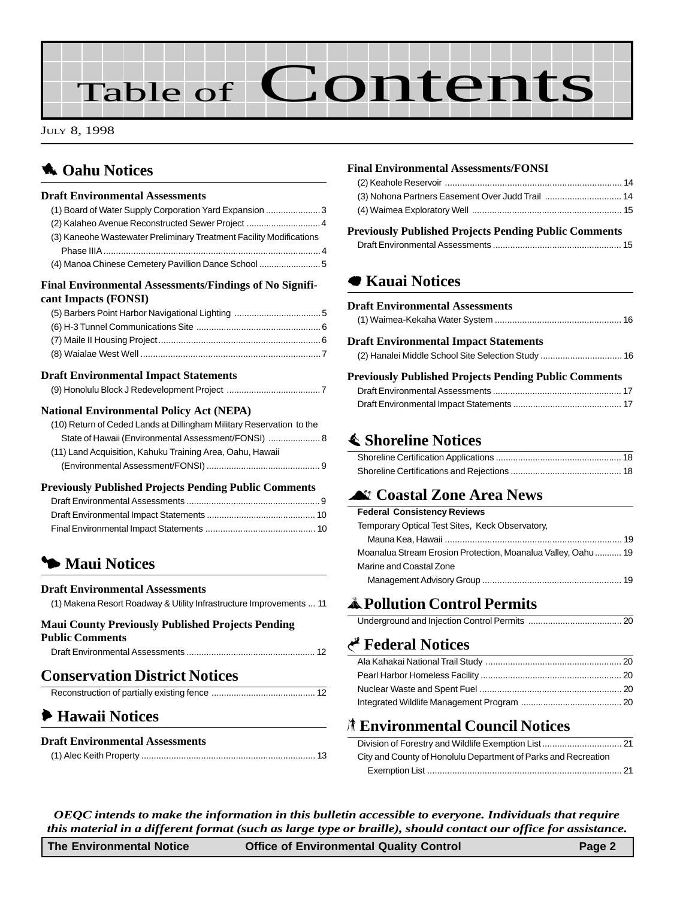# Table of Contents

July 8, 1998

## Oahu Notices

### Draft Environmental Assessments

(1) Board of Water Supply Corporation Yard Expansion ...................... 3
(2) Kalaheo Avenue Reconstructed Sewer Project .............................. 4
(3) Kaneohe Wastewater Preliminary Treatment Facility Modifications Phase IIIA ....................................................................................... 4
(4) Manoa Chinese Cemetery Pavillion Dance School ......................... 5

### Final Environmental Assessments/Findings of No Significant Impacts (FONSI)

(5) Barbers Point Harbor Navigational Lighting ................................... 5
(6) H-3 Tunnel Communications Site .................................................. 6
(7) Maile II Housing Project ................................................................. 6
(8) Waialae West Well ......................................................................... 7

### Draft Environmental Impact Statements

(9) Honolulu Block J Redevelopment Project ...................................... 7

### National Environmental Policy Act (NEPA)

(10) Return of Ceded Lands at Dillingham Military Reservation to the State of Hawaii (Environmental Assessment/FONSI) ..................... 8
(11) Land Acquisition, Kahuku Training Area, Oahu, Hawaii (Environmental Assessment/FONSI) .............................................. 9

### Previously Published Projects Pending Public Comments

Draft Environmental Assessments ...................................................... 9
Draft Environmental Impact Statements ............................................ 10
Final Environmental Impact Statements ............................................ 10

## Maui Notices

### Draft Environmental Assessments

(1) Makena Resort Roadway & Utility Infrastructure Improvements ... 11

### Maui County Previously Published Projects Pending Public Comments

Draft Environmental Assessments .................................................... 12

## Conservation District Notices

Reconstruction of partially existing fence .......................................... 12

## Hawaii Notices

### Draft Environmental Assessments

(1) Alec Keith Property ...................................................................... 13

### Final Environmental Assessments/FONSI

(2) Keahole Reservoir ....................................................................... 14
(3) Nohona Partners Easement Over Judd Trail ............................... 14
(4) Waimea Exploratory Well ............................................................ 15

### Previously Published Projects Pending Public Comments

Draft Environmental Assessments .................................................... 15

## Kauai Notices

### Draft Environmental Assessments

(1) Waimea-Kekaha Water System ................................................... 16

### Draft Environmental Impact Statements

(2) Hanalei Middle School Site Selection Study ................................. 16

### Previously Published Projects Pending Public Comments

Draft Environmental Assessments .................................................... 17
Draft Environmental Impact Statements ............................................ 17

## Shoreline Notices

Shoreline Certification Applications .................................................. 18
Shoreline Certifications and Rejections ............................................ 18

## Coastal Zone Area News

**Federal Consistency Reviews**

Temporary Optical Test Sites, Keck Observatory, Mauna Kea, Hawaii ....................................................................... 19
Moanalua Stream Erosion Protection, Moanalua Valley, Oahu ........... 19
Marine and Coastal Zone Management Advisory Group ........................................................ 19

## Pollution Control Permits

Underground and Injection Control Permits ...................................... 20

## Federal Notices

Ala Kahakai National Trail Study ....................................................... 20
Pearl Harbor Homeless Facility ......................................................... 20
Nuclear Waste and Spent Fuel .......................................................... 20
Integrated Wildlife Management Program ......................................... 20

## Environmental Council Notices

Division of Forestry and Wildlife Exemption List ................................ 21
City and County of Honolulu Department of Parks and Recreation Exemption List ............................................................................. 21

*OEQC intends to make the information in this bulletin accessible to everyone. Individuals that require this material in a different format (such as large type or braille), should contact our office for assistance.*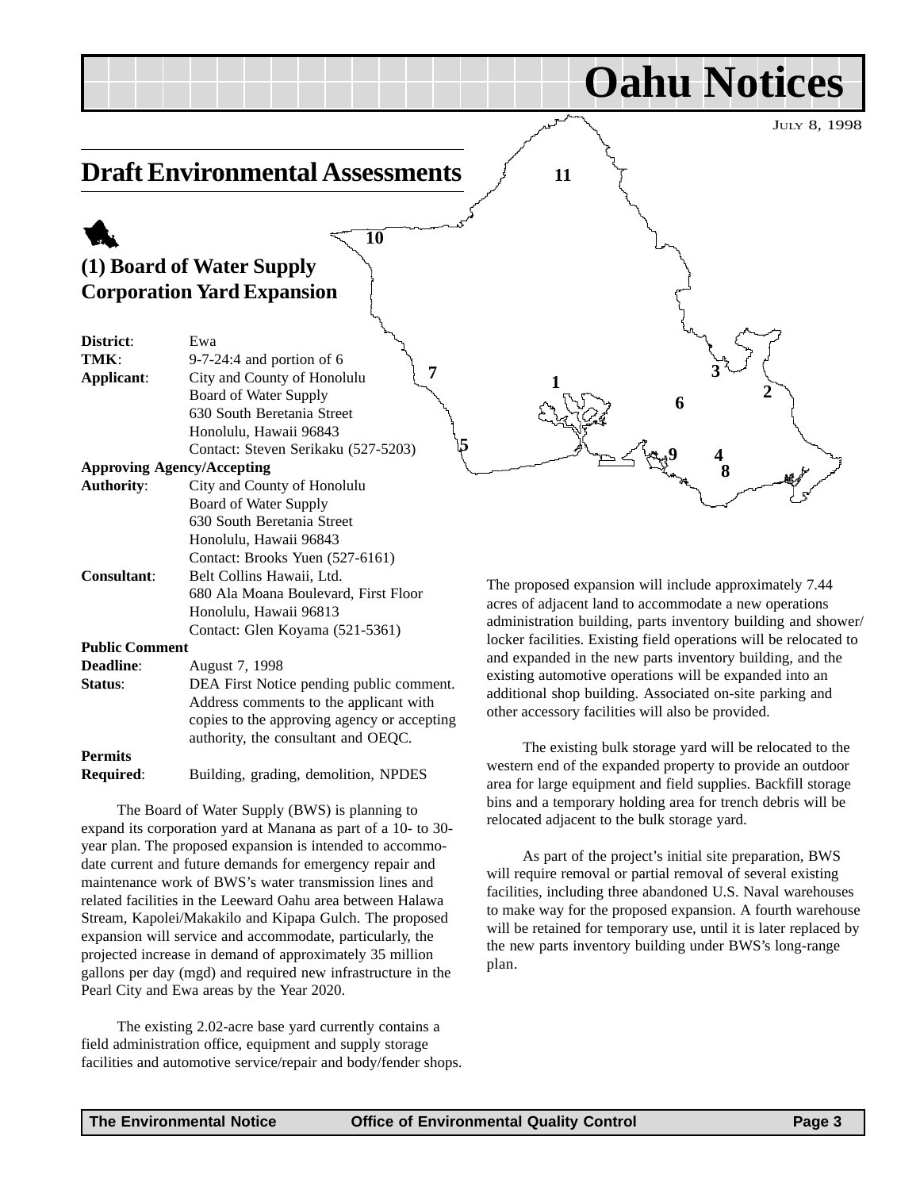# Oahu Notices

July 8, 1998

## Draft Environmental Assessments

### (1) Board of Water Supply Corporation Yard Expansion

**District**: Ewa
**TMK**: 9-7-24:4 and portion of 6
**Applicant**: City and County of Honolulu
Board of Water Supply
630 South Beretania Street
Honolulu, Hawaii 96843
Contact: Steven Serikaku (527-5203)

**Approving Agency/Accepting Authority**: City and County of Honolulu
Board of Water Supply
630 South Beretania Street
Honolulu, Hawaii 96843
Contact: Brooks Yuen (527-6161)

**Consultant**: Belt Collins Hawaii, Ltd.
680 Ala Moana Boulevard, First Floor
Honolulu, Hawaii 96813
Contact: Glen Koyama (521-5361)

**Public Comment Deadline**: August 7, 1998

**Status**: DEA First Notice pending public comment. Address comments to the applicant with copies to the approving agency or accepting authority, the consultant and OEQC.

**Permits Required**: Building, grading, demolition, NPDES

The Board of Water Supply (BWS) is planning to expand its corporation yard at Manana as part of a 10- to 30-year plan. The proposed expansion is intended to accommodate current and future demands for emergency repair and maintenance work of BWS's water transmission lines and related facilities in the Leeward Oahu area between Halawa Stream, Kapolei/Makakilo and Kipapa Gulch. The proposed expansion will service and accommodate, particularly, the projected increase in demand of approximately 35 million gallons per day (mgd) and required new infrastructure in the Pearl City and Ewa areas by the Year 2020.

The existing 2.02-acre base yard currently contains a field administration office, equipment and supply storage facilities and automotive service/repair and body/fender shops. The proposed expansion will include approximately 7.44 acres of adjacent land to accommodate a new operations administration building, parts inventory building and shower/locker facilities. Existing field operations will be relocated to and expanded in the new parts inventory building, and the existing automotive operations will be expanded into an additional shop building. Associated on-site parking and other accessory facilities will also be provided.

The existing bulk storage yard will be relocated to the western end of the expanded property to provide an outdoor area for large equipment and field supplies. Backfill storage bins and a temporary holding area for trench debris will be relocated adjacent to the bulk storage yard.

As part of the project's initial site preparation, BWS will require removal or partial removal of several existing facilities, including three abandoned U.S. Naval warehouses to make way for the proposed expansion. A fourth warehouse will be retained for temporary use, until it is later replaced by the new parts inventory building under BWS's long-range plan.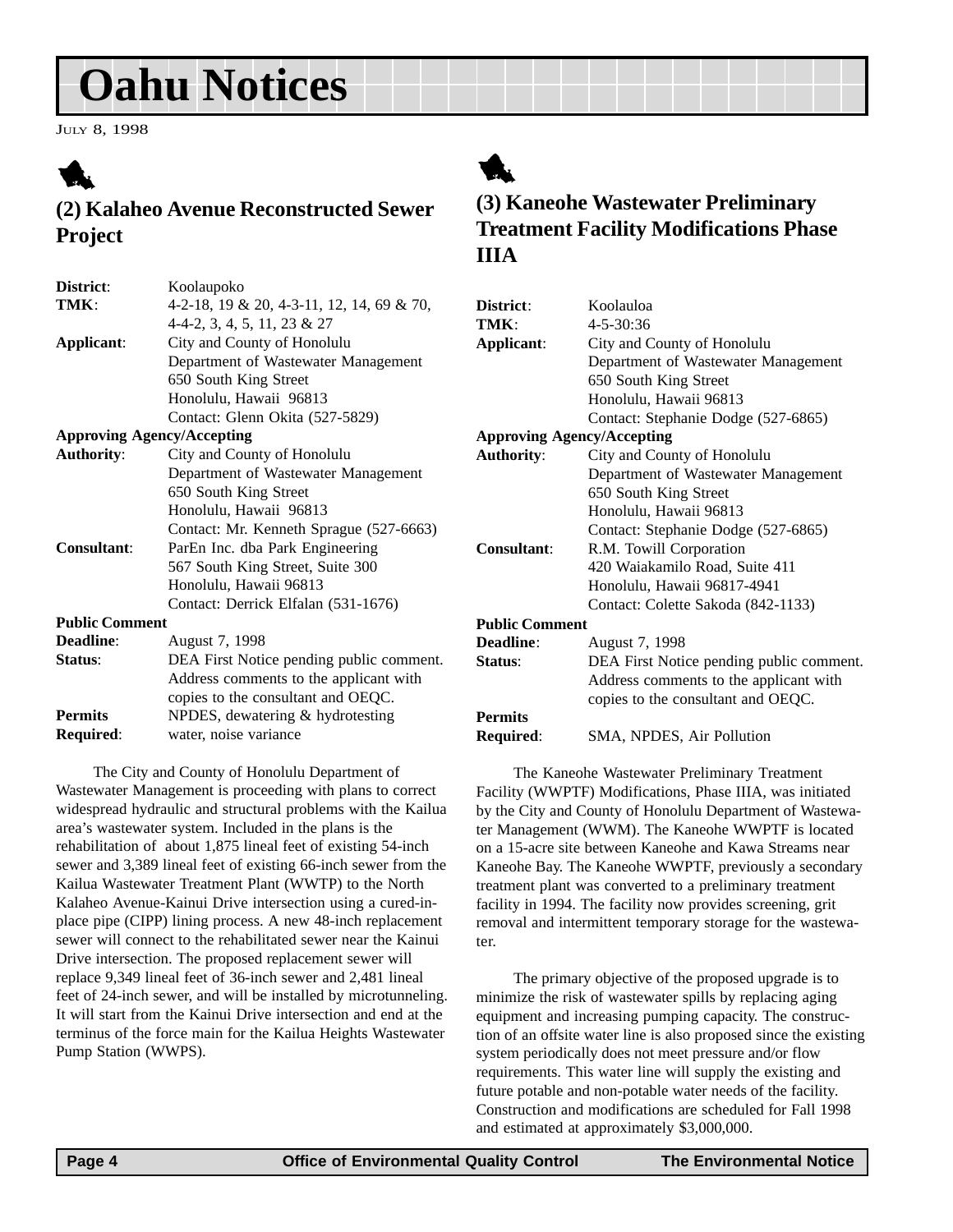# Oahu Notices

July 8, 1998

## (2) Kalaheo Avenue Reconstructed Sewer Project

| | |
|---|---|
| **District**: | Koolaupoko |
| **TMK**: | 4-2-18, 19 & 20, 4-3-11, 12, 14, 69 & 70, 4-4-2, 3, 4, 5, 11, 23 & 27 |
| **Applicant**: | City and County of Honolulu<br>Department of Wastewater Management<br>650 South King Street<br>Honolulu, Hawaii 96813<br>Contact: Glenn Okita (527-5829) |
| **Approving Agency/Accepting Authority**: | City and County of Honolulu<br>Department of Wastewater Management<br>650 South King Street<br>Honolulu, Hawaii 96813<br>Contact: Mr. Kenneth Sprague (527-6663) |
| **Consultant**: | ParEn Inc. dba Park Engineering<br>567 South King Street, Suite 300<br>Honolulu, Hawaii 96813<br>Contact: Derrick Elfalan (531-1676) |
| **Public Comment Deadline**: | August 7, 1998 |
| **Status**: | DEA First Notice pending public comment. Address comments to the applicant with copies to the consultant and OEQC. |
| **Permits Required**: | NPDES, dewatering & hydrotesting water, noise variance |

The City and County of Honolulu Department of Wastewater Management is proceeding with plans to correct widespread hydraulic and structural problems with the Kailua area's wastewater system. Included in the plans is the rehabilitation of about 1,875 lineal feet of existing 54-inch sewer and 3,389 lineal feet of existing 66-inch sewer from the Kailua Wastewater Treatment Plant (WWTP) to the North Kalaheo Avenue-Kainui Drive intersection using a cured-in-place pipe (CIPP) lining process. A new 48-inch replacement sewer will connect to the rehabilitated sewer near the Kainui Drive intersection. The proposed replacement sewer will replace 9,349 lineal feet of 36-inch sewer and 2,481 lineal feet of 24-inch sewer, and will be installed by microtunneling. It will start from the Kainui Drive intersection and end at the terminus of the force main for the Kailua Heights Wastewater Pump Station (WWPS).

## (3) Kaneohe Wastewater Preliminary Treatment Facility Modifications Phase IIIA

| | |
|---|---|
| **District**: | Koolauloa |
| **TMK**: | 4-5-30:36 |
| **Applicant**: | City and County of Honolulu<br>Department of Wastewater Management<br>650 South King Street<br>Honolulu, Hawaii 96813<br>Contact: Stephanie Dodge (527-6865) |
| **Approving Agency/Accepting Authority**: | City and County of Honolulu<br>Department of Wastewater Management<br>650 South King Street<br>Honolulu, Hawaii 96813<br>Contact: Stephanie Dodge (527-6865) |
| **Consultant**: | R.M. Towill Corporation<br>420 Waiakamilo Road, Suite 411<br>Honolulu, Hawaii 96817-4941<br>Contact: Colette Sakoda (842-1133) |
| **Public Comment Deadline**: | August 7, 1998 |
| **Status**: | DEA First Notice pending public comment. Address comments to the applicant with copies to the consultant and OEQC. |
| **Permits Required**: | SMA, NPDES, Air Pollution |

The Kaneohe Wastewater Preliminary Treatment Facility (WWPTF) Modifications, Phase IIIA, was initiated by the City and County of Honolulu Department of Wastewater Management (WWM). The Kaneohe WWPTF is located on a 15-acre site between Kaneohe and Kawa Streams near Kaneohe Bay. The Kaneohe WWPTF, previously a secondary treatment plant was converted to a preliminary treatment facility in 1994. The facility now provides screening, grit removal and intermittent temporary storage for the wastewater.

The primary objective of the proposed upgrade is to minimize the risk of wastewater spills by replacing aging equipment and increasing pumping capacity. The construction of an offsite water line is also proposed since the existing system periodically does not meet pressure and/or flow requirements. This water line will supply the existing and future potable and non-potable water needs of the facility. Construction and modifications are scheduled for Fall 1998 and estimated at approximately $3,000,000.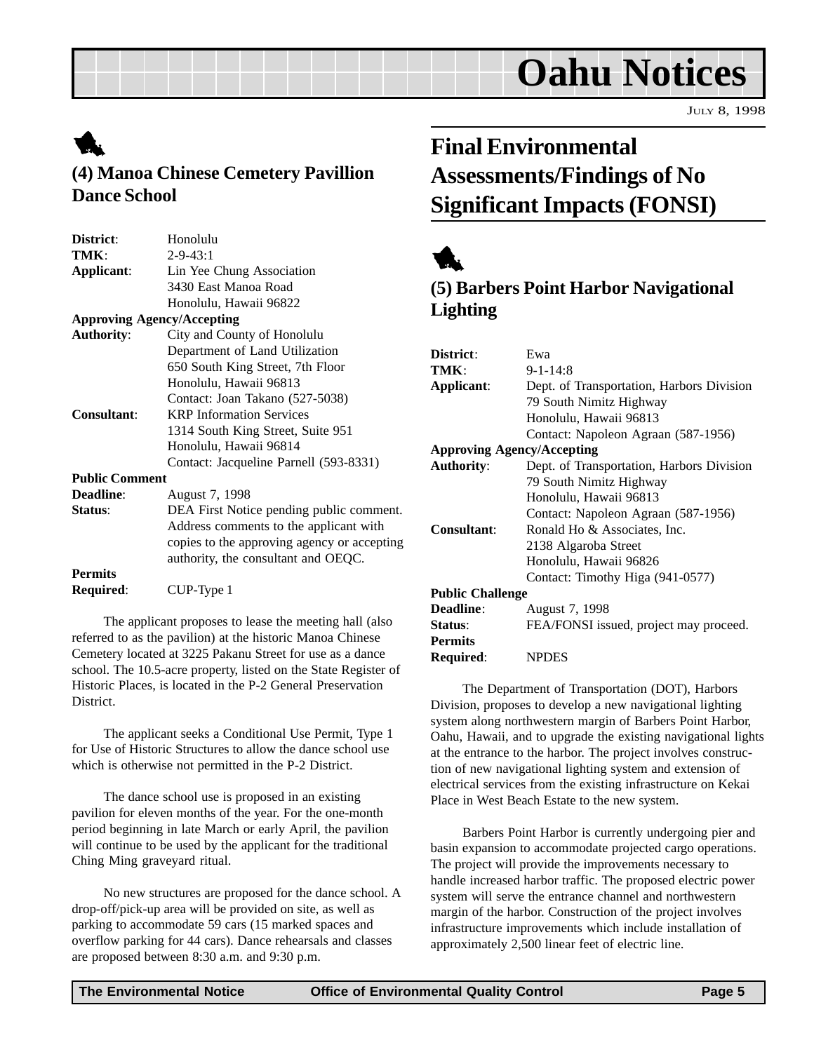## (4) Manoa Chinese Cemetery Pavillion Dance School

**District**: Honolulu
**TMK**: 2-9-43:1
**Applicant**: Lin Yee Chung Association
3430 East Manoa Road
Honolulu, Hawaii 96822

**Approving Agency/Accepting Authority**: City and County of Honolulu
Department of Land Utilization
650 South King Street, 7th Floor
Honolulu, Hawaii 96813
Contact: Joan Takano (527-5038)

**Consultant**: KRP Information Services
1314 South King Street, Suite 951
Honolulu, Hawaii 96814
Contact: Jacqueline Parnell (593-8331)

**Public Comment Deadline**: August 7, 1998
**Status**: DEA First Notice pending public comment. Address comments to the applicant with copies to the approving agency or accepting authority, the consultant and OEQC.
**Permits Required**: CUP-Type 1

The applicant proposes to lease the meeting hall (also referred to as the pavilion) at the historic Manoa Chinese Cemetery located at 3225 Pakanu Street for use as a dance school. The 10.5-acre property, listed on the State Register of Historic Places, is located in the P-2 General Preservation District.

The applicant seeks a Conditional Use Permit, Type 1 for Use of Historic Structures to allow the dance school use which is otherwise not permitted in the P-2 District.

The dance school use is proposed in an existing pavilion for eleven months of the year. For the one-month period beginning in late March or early April, the pavilion will continue to be used by the applicant for the traditional Ching Ming graveyard ritual.

No new structures are proposed for the dance school. A drop-off/pick-up area will be provided on site, as well as parking to accommodate 59 cars (15 marked spaces and overflow parking for 44 cars). Dance rehearsals and classes are proposed between 8:30 a.m. and 9:30 p.m.

# Final Environmental Assessments/Findings of No Significant Impacts (FONSI)

## (5) Barbers Point Harbor Navigational Lighting

**District**: Ewa
**TMK**: 9-1-14:8
**Applicant**: Dept. of Transportation, Harbors Division
79 South Nimitz Highway
Honolulu, Hawaii 96813
Contact: Napoleon Agraan (587-1956)

**Approving Agency/Accepting Authority**: Dept. of Transportation, Harbors Division
79 South Nimitz Highway
Honolulu, Hawaii 96813
Contact: Napoleon Agraan (587-1956)

**Consultant**: Ronald Ho & Associates, Inc.
2138 Algaroba Street
Honolulu, Hawaii 96826
Contact: Timothy Higa (941-0577)

**Public Challenge Deadline**: August 7, 1998
**Status**: FEA/FONSI issued, project may proceed.
**Permits Required**: NPDES

The Department of Transportation (DOT), Harbors Division, proposes to develop a new navigational lighting system along northwestern margin of Barbers Point Harbor, Oahu, Hawaii, and to upgrade the existing navigational lights at the entrance to the harbor. The project involves construction of new navigational lighting system and extension of electrical services from the existing infrastructure on Kekai Place in West Beach Estate to the new system.

Barbers Point Harbor is currently undergoing pier and basin expansion to accommodate projected cargo operations. The project will provide the improvements necessary to handle increased harbor traffic. The proposed electric power system will serve the entrance channel and northwestern margin of the harbor. Construction of the project involves infrastructure improvements which include installation of approximately 2,500 linear feet of electric line.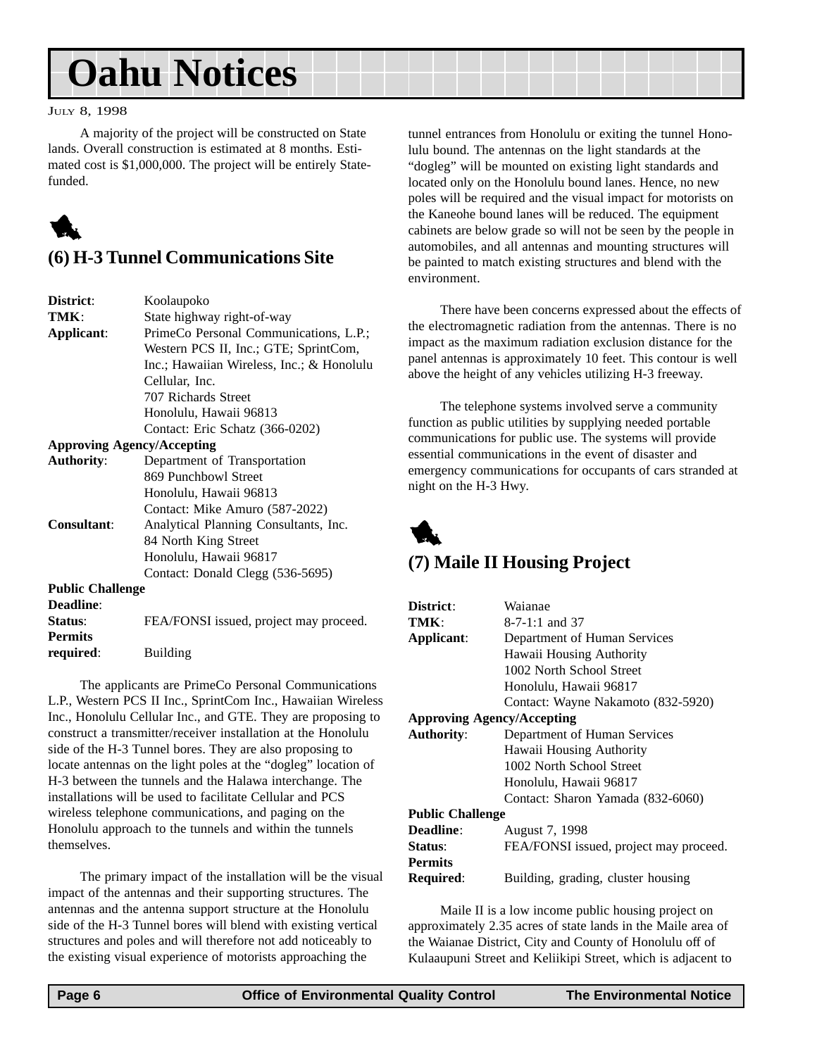A majority of the project will be constructed on State lands. Overall construction is estimated at 8 months. Estimated cost is $1,000,000. The project will be entirely State-funded.

## (6) H-3 Tunnel Communications Site

| | |
|---|---|
| **District**: | Koolaupoko |
| **TMK**: | State highway right-of-way |
| **Applicant**: | PrimeCo Personal Communications, L.P.; Western PCS II, Inc.; GTE; SprintCom, Inc.; Hawaiian Wireless, Inc.; & Honolulu Cellular, Inc. 707 Richards Street Honolulu, Hawaii 96813 Contact: Eric Schatz (366-0202) |
| **Approving Agency/Accepting Authority**: | Department of Transportation 869 Punchbowl Street Honolulu, Hawaii 96813 Contact: Mike Amuro (587-2022) |
| **Consultant**: | Analytical Planning Consultants, Inc. 84 North King Street Honolulu, Hawaii 96817 Contact: Donald Clegg (536-5695) |
| **Public Challenge Deadline**: | |
| **Status**: | FEA/FONSI issued, project may proceed. |
| **Permits required**: | Building |

The applicants are PrimeCo Personal Communications L.P., Western PCS II Inc., SprintCom Inc., Hawaiian Wireless Inc., Honolulu Cellular Inc., and GTE. They are proposing to construct a transmitter/receiver installation at the Honolulu side of the H-3 Tunnel bores. They are also proposing to locate antennas on the light poles at the "dogleg" location of H-3 between the tunnels and the Halawa interchange. The installations will be used to facilitate Cellular and PCS wireless telephone communications, and paging on the Honolulu approach to the tunnels and within the tunnels themselves.

The primary impact of the installation will be the visual impact of the antennas and their supporting structures. The antennas and the antenna support structure at the Honolulu side of the H-3 Tunnel bores will blend with existing vertical structures and poles and will therefore not add noticeably to the existing visual experience of motorists approaching the tunnel entrances from Honolulu or exiting the tunnel Honolulu bound. The antennas on the light standards at the "dogleg" will be mounted on existing light standards and located only on the Honolulu bound lanes. Hence, no new poles will be required and the visual impact for motorists on the Kaneohe bound lanes will be reduced. The equipment cabinets are below grade so will not be seen by the people in automobiles, and all antennas and mounting structures will be painted to match existing structures and blend with the environment.

There have been concerns expressed about the effects of the electromagnetic radiation from the antennas. There is no impact as the maximum radiation exclusion distance for the panel antennas is approximately 10 feet. This contour is well above the height of any vehicles utilizing H-3 freeway.

The telephone systems involved serve a community function as public utilities by supplying needed portable communications for public use. The systems will provide essential communications in the event of disaster and emergency communications for occupants of cars stranded at night on the H-3 Hwy.

## (7) Maile II Housing Project

| | |
|---|---|
| **District**: | Waianae |
| **TMK**: | 8-7-1:1 and 37 |
| **Applicant**: | Department of Human Services Hawaii Housing Authority 1002 North School Street Honolulu, Hawaii 96817 Contact: Wayne Nakamoto (832-5920) |
| **Approving Agency/Accepting Authority**: | Department of Human Services Hawaii Housing Authority 1002 North School Street Honolulu, Hawaii 96817 Contact: Sharon Yamada (832-6060) |
| **Public Challenge Deadline**: | August 7, 1998 |
| **Status**: | FEA/FONSI issued, project may proceed. |
| **Permits Required**: | Building, grading, cluster housing |

Maile II is a low income public housing project on approximately 2.35 acres of state lands in the Maile area of the Waianae District, City and County of Honolulu off of Kulaaupuni Street and Keliikipi Street, which is adjacent to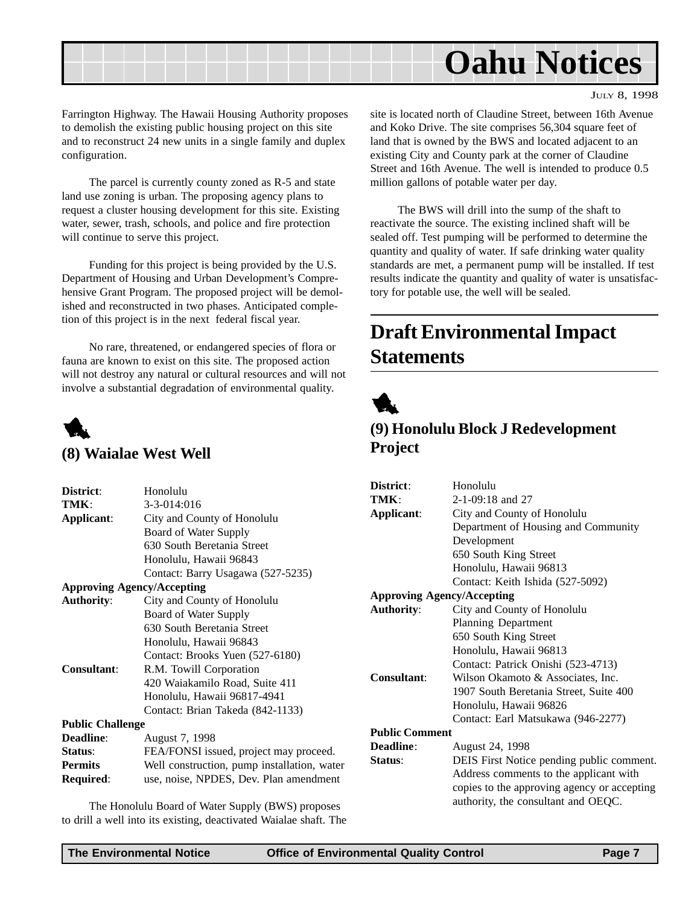Farrington Highway. The Hawaii Housing Authority proposes to demolish the existing public housing project on this site and to reconstruct 24 new units in a single family and duplex configuration.

The parcel is currently county zoned as R-5 and state land use zoning is urban. The proposing agency plans to request a cluster housing development for this site. Existing water, sewer, trash, schools, and police and fire protection will continue to serve this project.

Funding for this project is being provided by the U.S. Department of Housing and Urban Development's Comprehensive Grant Program. The proposed project will be demolished and reconstructed in two phases. Anticipated completion of this project is in the next federal fiscal year.

No rare, threatened, or endangered species of flora or fauna are known to exist on this site. The proposed action will not destroy any natural or cultural resources and will not involve a substantial degradation of environmental quality.

### (8) Waialae West Well

**District**: Honolulu
**TMK**: 3-3-014:016
**Applicant**: City and County of Honolulu
Board of Water Supply
630 South Beretania Street
Honolulu, Hawaii 96843
Contact: Barry Usagawa (527-5235)
**Approving Agency/Accepting Authority**: City and County of Honolulu
Board of Water Supply
630 South Beretania Street
Honolulu, Hawaii 96843
Contact: Brooks Yuen (527-6180)
**Consultant**: R.M. Towill Corporation
420 Waiakamilo Road, Suite 411
Honolulu, Hawaii 96817-4941
Contact: Brian Takeda (842-1133)
**Public Challenge Deadline**: August 7, 1998
**Status**: FEA/FONSI issued, project may proceed.
**Permits Required**: Well construction, pump installation, water use, noise, NPDES, Dev. Plan amendment

The Honolulu Board of Water Supply (BWS) proposes to drill a well into its existing, deactivated Waialae shaft. The site is located north of Claudine Street, between 16th Avenue and Koko Drive. The site comprises 56,304 square feet of land that is owned by the BWS and located adjacent to an existing City and County park at the corner of Claudine Street and 16th Avenue. The well is intended to produce 0.5 million gallons of potable water per day.

The BWS will drill into the sump of the shaft to reactivate the source. The existing inclined shaft will be sealed off. Test pumping will be performed to determine the quantity and quality of water. If safe drinking water quality standards are met, a permanent pump will be installed. If test results indicate the quantity and quality of water is unsatisfactory for potable use, the well will be sealed.

## Draft Environmental Impact Statements

### (9) Honolulu Block J Redevelopment Project

**District**: Honolulu
**TMK**: 2-1-09:18 and 27
**Applicant**: City and County of Honolulu
Department of Housing and Community Development
650 South King Street
Honolulu, Hawaii 96813
Contact: Keith Ishida (527-5092)
**Approving Agency/Accepting Authority**: City and County of Honolulu
Planning Department
650 South King Street
Honolulu, Hawaii 96813
Contact: Patrick Onishi (523-4713)
**Consultant**: Wilson Okamoto & Associates, Inc.
1907 South Beretania Street, Suite 400
Honolulu, Hawaii 96826
Contact: Earl Matsukawa (946-2277)
**Public Comment Deadline**: August 24, 1998
**Status**: DEIS First Notice pending public comment. Address comments to the applicant with copies to the approving agency or accepting authority, the consultant and OEQC.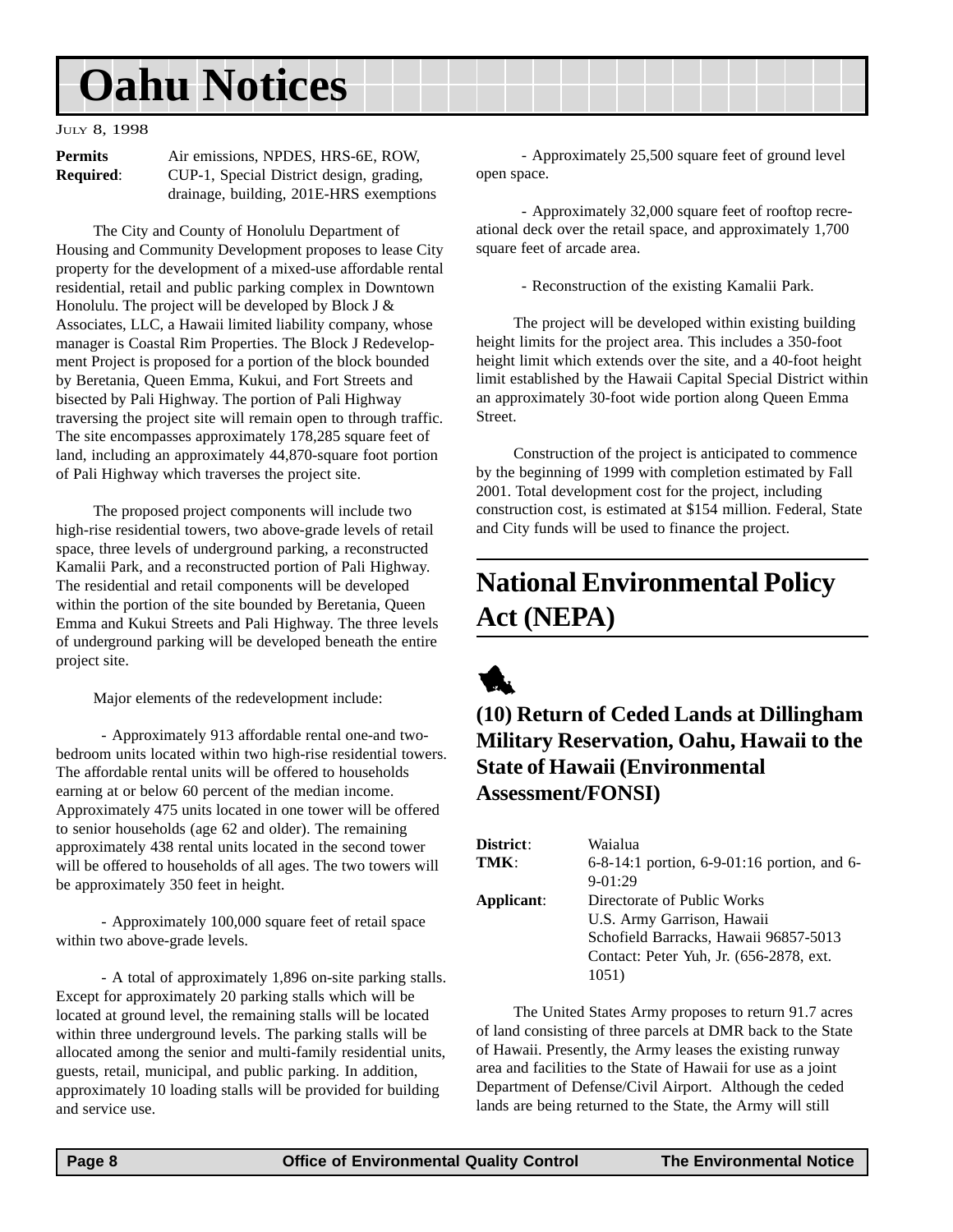**Permits Required**: Air emissions, NPDES, HRS-6E, ROW, CUP-1, Special District design, grading, drainage, building, 201E-HRS exemptions

The City and County of Honolulu Department of Housing and Community Development proposes to lease City property for the development of a mixed-use affordable rental residential, retail and public parking complex in Downtown Honolulu. The project will be developed by Block J & Associates, LLC, a Hawaii limited liability company, whose manager is Coastal Rim Properties. The Block J Redevelopment Project is proposed for a portion of the block bounded by Beretania, Queen Emma, Kukui, and Fort Streets and bisected by Pali Highway. The portion of Pali Highway traversing the project site will remain open to through traffic. The site encompasses approximately 178,285 square feet of land, including an approximately 44,870-square foot portion of Pali Highway which traverses the project site.

The proposed project components will include two high-rise residential towers, two above-grade levels of retail space, three levels of underground parking, a reconstructed Kamalii Park, and a reconstructed portion of Pali Highway. The residential and retail components will be developed within the portion of the site bounded by Beretania, Queen Emma and Kukui Streets and Pali Highway. The three levels of underground parking will be developed beneath the entire project site.

Major elements of the redevelopment include:

- Approximately 913 affordable rental one-and two-bedroom units located within two high-rise residential towers. The affordable rental units will be offered to households earning at or below 60 percent of the median income. Approximately 475 units located in one tower will be offered to senior households (age 62 and older). The remaining approximately 438 rental units located in the second tower will be offered to households of all ages. The two towers will be approximately 350 feet in height.

- Approximately 100,000 square feet of retail space within two above-grade levels.

- A total of approximately 1,896 on-site parking stalls. Except for approximately 20 parking stalls which will be located at ground level, the remaining stalls will be located within three underground levels. The parking stalls will be allocated among the senior and multi-family residential units, guests, retail, municipal, and public parking. In addition, approximately 10 loading stalls will be provided for building and service use.

- Approximately 25,500 square feet of ground level open space.

- Approximately 32,000 square feet of rooftop recreational deck over the retail space, and approximately 1,700 square feet of arcade area.

- Reconstruction of the existing Kamalii Park.

The project will be developed within existing building height limits for the project area. This includes a 350-foot height limit which extends over the site, and a 40-foot height limit established by the Hawaii Capital Special District within an approximately 30-foot wide portion along Queen Emma Street.

Construction of the project is anticipated to commence by the beginning of 1999 with completion estimated by Fall 2001. Total development cost for the project, including construction cost, is estimated at $154 million. Federal, State and City funds will be used to finance the project.

## National Environmental Policy Act (NEPA)

### (10) Return of Ceded Lands at Dillingham Military Reservation, Oahu, Hawaii to the State of Hawaii (Environmental Assessment/FONSI)

**District**: Waialua
**TMK**: 6-8-14:1 portion, 6-9-01:16 portion, and 6-9-01:29
**Applicant**: Directorate of Public Works
U.S. Army Garrison, Hawaii
Schofield Barracks, Hawaii 96857-5013
Contact: Peter Yuh, Jr. (656-2878, ext. 1051)

The United States Army proposes to return 91.7 acres of land consisting of three parcels at DMR back to the State of Hawaii. Presently, the Army leases the existing runway area and facilities to the State of Hawaii for use as a joint Department of Defense/Civil Airport. Although the ceded lands are being returned to the State, the Army will still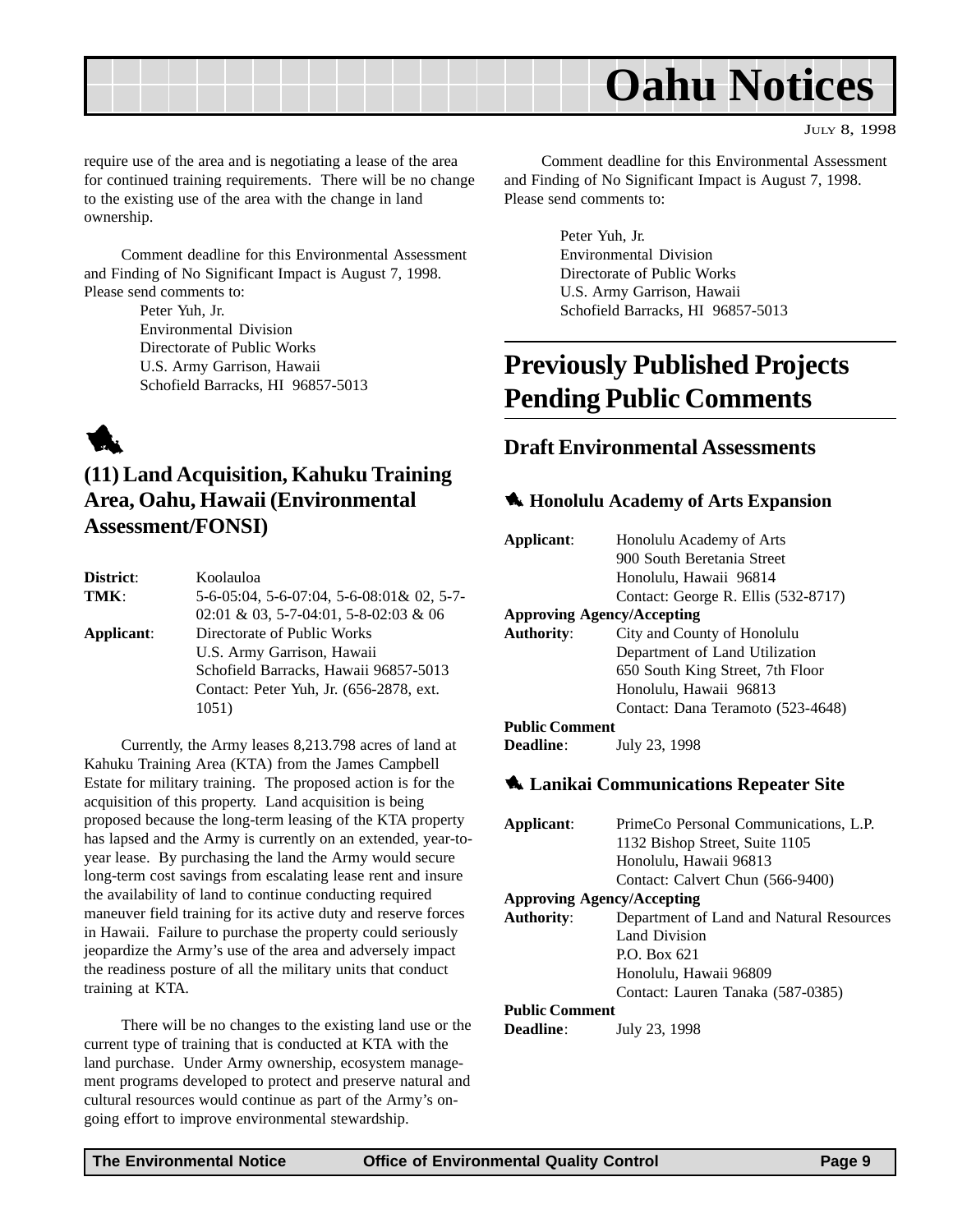require use of the area and is negotiating a lease of the area for continued training requirements. There will be no change to the existing use of the area with the change in land ownership.

Comment deadline for this Environmental Assessment and Finding of No Significant Impact is August 7, 1998. Please send comments to:

Peter Yuh, Jr.
Environmental Division
Directorate of Public Works
U.S. Army Garrison, Hawaii
Schofield Barracks, HI 96857-5013

## (11) Land Acquisition, Kahuku Training Area, Oahu, Hawaii (Environmental Assessment/FONSI)

**District**: Koolauloa
**TMK**: 5-6-05:04, 5-6-07:04, 5-6-08:01& 02, 5-7-02:01 & 03, 5-7-04:01, 5-8-02:03 & 06
**Applicant**: Directorate of Public Works
U.S. Army Garrison, Hawaii
Schofield Barracks, Hawaii 96857-5013
Contact: Peter Yuh, Jr. (656-2878, ext. 1051)

Currently, the Army leases 8,213.798 acres of land at Kahuku Training Area (KTA) from the James Campbell Estate for military training. The proposed action is for the acquisition of this property. Land acquisition is being proposed because the long-term leasing of the KTA property has lapsed and the Army is currently on an extended, year-to-year lease. By purchasing the land the Army would secure long-term cost savings from escalating lease rent and insure the availability of land to continue conducting required maneuver field training for its active duty and reserve forces in Hawaii. Failure to purchase the property could seriously jeopardize the Army's use of the area and adversely impact the readiness posture of all the military units that conduct training at KTA.

There will be no changes to the existing land use or the current type of training that is conducted at KTA with the land purchase. Under Army ownership, ecosystem management programs developed to protect and preserve natural and cultural resources would continue as part of the Army's on-going effort to improve environmental stewardship.

Comment deadline for this Environmental Assessment and Finding of No Significant Impact is August 7, 1998. Please send comments to:

Peter Yuh, Jr.
Environmental Division
Directorate of Public Works
U.S. Army Garrison, Hawaii
Schofield Barracks, HI 96857-5013

# Previously Published Projects Pending Public Comments

## Draft Environmental Assessments

### Honolulu Academy of Arts Expansion

**Applicant**: Honolulu Academy of Arts
900 South Beretania Street
Honolulu, Hawaii 96814
Contact: George R. Ellis (532-8717)
**Approving Agency/Accepting Authority**: City and County of Honolulu
Department of Land Utilization
650 South King Street, 7th Floor
Honolulu, Hawaii 96813
Contact: Dana Teramoto (523-4648)
**Public Comment Deadline**: July 23, 1998

### Lanikai Communications Repeater Site

**Applicant**: PrimeCo Personal Communications, L.P.
1132 Bishop Street, Suite 1105
Honolulu, Hawaii 96813
Contact: Calvert Chun (566-9400)
**Approving Agency/Accepting Authority**: Department of Land and Natural Resources
Land Division
P.O. Box 621
Honolulu, Hawaii 96809
Contact: Lauren Tanaka (587-0385)
**Public Comment Deadline**: July 23, 1998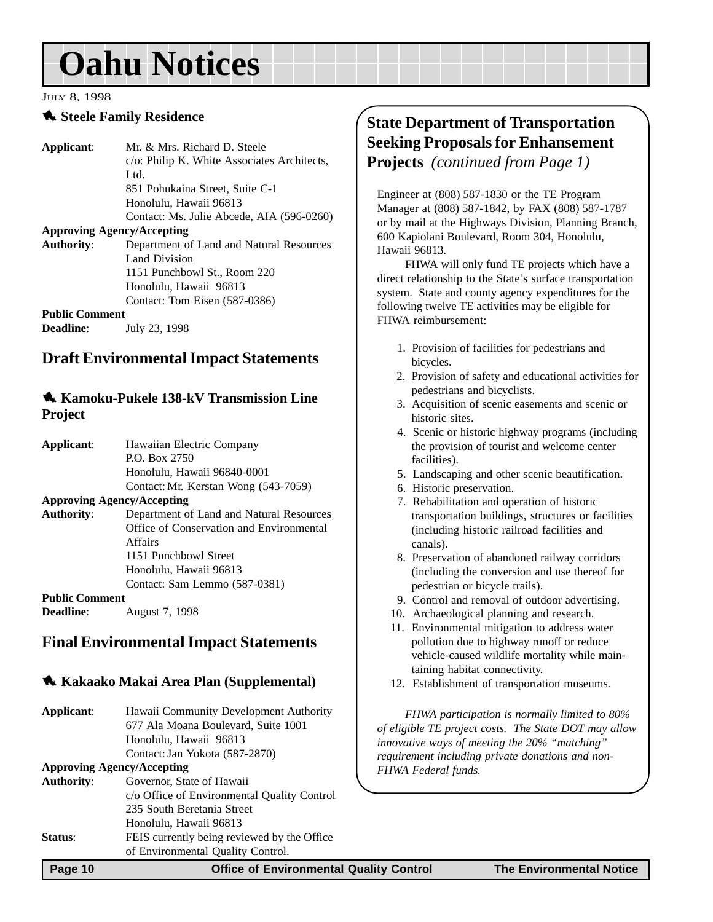# Oahu Notices

JULY 8, 1998

### Steele Family Residence

**Applicant**: Mr. & Mrs. Richard D. Steele
c/o: Philip K. White Associates Architects, Ltd.
851 Pohukaina Street, Suite C-1
Honolulu, Hawaii 96813
Contact: Ms. Julie Abcede, AIA (596-0260)

**Approving Agency/Accepting Authority**: Department of Land and Natural Resources
Land Division
1151 Punchbowl St., Room 220
Honolulu, Hawaii 96813
Contact: Tom Eisen (587-0386)

**Public Comment Deadline**: July 23, 1998

## Draft Environmental Impact Statements

### Kamoku-Pukele 138-kV Transmission Line Project

**Applicant**: Hawaiian Electric Company
P.O. Box 2750
Honolulu, Hawaii 96840-0001
Contact: Mr. Kerstan Wong (543-7059)

**Approving Agency/Accepting Authority**: Department of Land and Natural Resources
Office of Conservation and Environmental Affairs
1151 Punchbowl Street
Honolulu, Hawaii 96813
Contact: Sam Lemmo (587-0381)

**Public Comment Deadline**: August 7, 1998

## Final Environmental Impact Statements

### Kakaako Makai Area Plan (Supplemental)

**Applicant**: Hawaii Community Development Authority
677 Ala Moana Boulevard, Suite 1001
Honolulu, Hawaii 96813
Contact: Jan Yokota (587-2870)

**Approving Agency/Accepting Authority**: Governor, State of Hawaii
c/o Office of Environmental Quality Control
235 South Beretania Street
Honolulu, Hawaii 96813

**Status**: FEIS currently being reviewed by the Office of Environmental Quality Control.

## State Department of Transportation Seeking Proposals for Enhansement Projects *(continued from Page 1)*

Engineer at (808) 587-1830 or the TE Program Manager at (808) 587-1842, by FAX (808) 587-1787 or by mail at the Highways Division, Planning Branch, 600 Kapiolani Boulevard, Room 304, Honolulu, Hawaii 96813.

FHWA will only fund TE projects which have a direct relationship to the State's surface transportation system. State and county agency expenditures for the following twelve TE activities may be eligible for FHWA reimbursement:

1. Provision of facilities for pedestrians and bicycles.
2. Provision of safety and educational activities for pedestrians and bicyclists.
3. Acquisition of scenic easements and scenic or historic sites.
4. Scenic or historic highway programs (including the provision of tourist and welcome center facilities).
5. Landscaping and other scenic beautification.
6. Historic preservation.
7. Rehabilitation and operation of historic transportation buildings, structures or facilities (including historic railroad facilities and canals).
8. Preservation of abandoned railway corridors (including the conversion and use thereof for pedestrian or bicycle trails).
9. Control and removal of outdoor advertising.
10. Archaeological planning and research.
11. Environmental mitigation to address water pollution due to highway runoff or reduce vehicle-caused wildlife mortality while maintaining habitat connectivity.
12. Establishment of transportation museums.

*FHWA participation is normally limited to 80% of eligible TE project costs. The State DOT may allow innovative ways of meeting the 20% "matching" requirement including private donations and non-FHWA Federal funds.*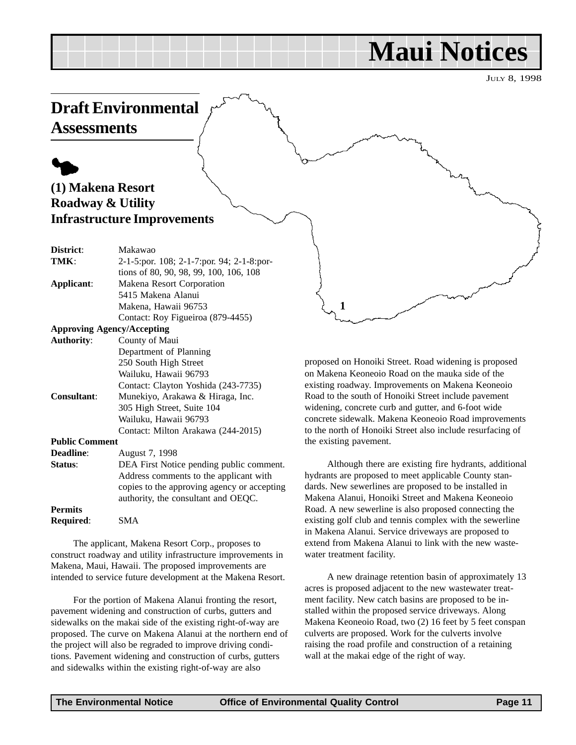# Maui Notices

JULY 8, 1998

## Draft Environmental Assessments

### (1) Makena Resort Roadway & Utility Infrastructure Improvements

**District**: Makawao

**TMK**: 2-1-5:por. 108; 2-1-7:por. 94; 2-1-8:portions of 80, 90, 98, 99, 100, 106, 108

**Applicant**: Makena Resort Corporation
5415 Makena Alanui
Makena, Hawaii 96753
Contact: Roy Figueiroa (879-4455)

**Approving Agency/Accepting Authority**: County of Maui
Department of Planning
250 South High Street
Wailuku, Hawaii 96793
Contact: Clayton Yoshida (243-7735)

**Consultant**: Munekiyo, Arakawa & Hiraga, Inc.
305 High Street, Suite 104
Wailuku, Hawaii 96793
Contact: Milton Arakawa (244-2015)

**Public Comment Deadline**: August 7, 1998

**Status**: DEA First Notice pending public comment. Address comments to the applicant with copies to the approving agency or accepting authority, the consultant and OEQC.

**Permits Required**: SMA

The applicant, Makena Resort Corp., proposes to construct roadway and utility infrastructure improvements in Makena, Maui, Hawaii. The proposed improvements are intended to service future development at the Makena Resort.

For the portion of Makena Alanui fronting the resort, pavement widening and construction of curbs, gutters and sidewalks on the makai side of the existing right-of-way are proposed. The curve on Makena Alanui at the northern end of the project will also be regraded to improve driving conditions. Pavement widening and construction of curbs, gutters and sidewalks within the existing right-of-way are also proposed on Honoiki Street. Road widening is proposed on Makena Keoneoio Road on the mauka side of the existing roadway. Improvements on Makena Keoneoio Road to the south of Honoiki Street include pavement widening, concrete curb and gutter, and 6-foot wide concrete sidewalk. Makena Keoneoio Road improvements to the north of Honoiki Street also include resurfacing of the existing pavement.

Although there are existing fire hydrants, additional hydrants are proposed to meet applicable County standards. New sewerlines are proposed to be installed in Makena Alanui, Honoiki Street and Makena Keoneoio Road. A new sewerline is also proposed connecting the existing golf club and tennis complex with the sewerline in Makena Alanui. Service driveways are proposed to extend from Makena Alanui to link with the new wastewater treatment facility.

A new drainage retention basin of approximately 13 acres is proposed adjacent to the new wastewater treatment facility. New catch basins are proposed to be installed within the proposed service driveways. Along Makena Keoneoio Road, two (2) 16 feet by 5 feet conspan culverts are proposed. Work for the culverts involve raising the road profile and construction of a retaining wall at the makai edge of the right of way.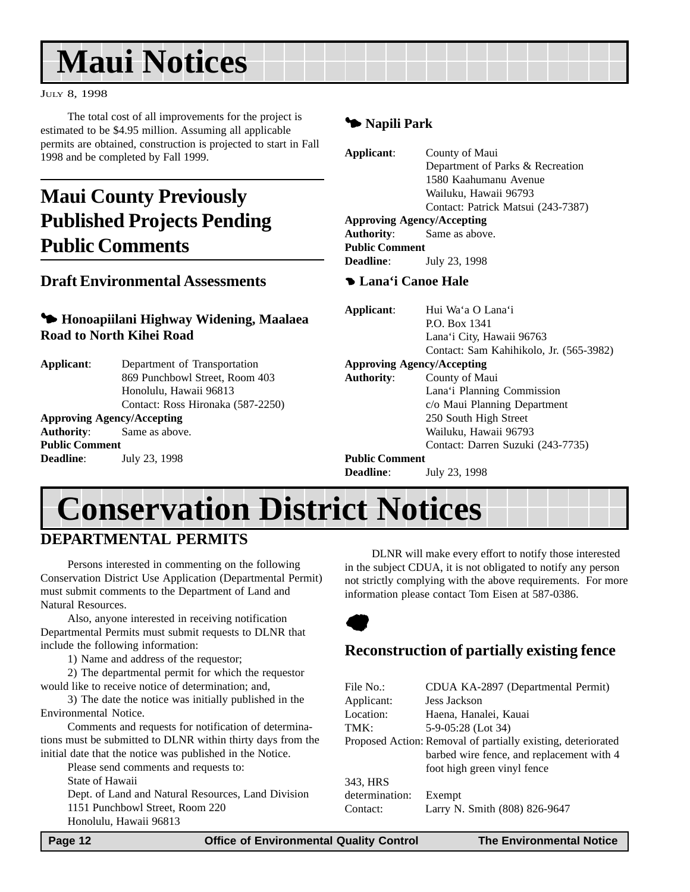# Maui Notices

July 8, 1998

The total cost of all improvements for the project is estimated to be $4.95 million. Assuming all applicable permits are obtained, construction is projected to start in Fall 1998 and be completed by Fall 1999.

## Maui County Previously Published Projects Pending Public Comments

### Draft Environmental Assessments

#### Honoapiilani Highway Widening, Maalaea Road to North Kihei Road

**Applicant**: Department of Transportation
869 Punchbowl Street, Room 403
Honolulu, Hawaii 96813
Contact: Ross Hironaka (587-2250)

**Approving Agency/Accepting Authority**: Same as above.

**Public Comment Deadline**: July 23, 1998

#### Napili Park

**Applicant**: County of Maui
Department of Parks & Recreation
1580 Kaahumanu Avenue
Wailuku, Hawaii 96793
Contact: Patrick Matsui (243-7387)

**Approving Agency/Accepting Authority**: Same as above.

**Public Comment Deadline**: July 23, 1998

#### Lana‘i Canoe Hale

**Applicant**: Hui Wa‘a O Lana‘i
P.O. Box 1341
Lana‘i City, Hawaii 96763
Contact: Sam Kahihikolo, Jr. (565-3982)

**Approving Agency/Accepting Authority**: County of Maui
Lana‘i Planning Commission
c/o Maui Planning Department
250 South High Street
Wailuku, Hawaii 96793
Contact: Darren Suzuki (243-7735)

**Public Comment Deadline**: July 23, 1998

# Conservation District Notices

## DEPARTMENTAL PERMITS

Persons interested in commenting on the following Conservation District Use Application (Departmental Permit) must submit comments to the Department of Land and Natural Resources.

Also, anyone interested in receiving notification Departmental Permits must submit requests to DLNR that include the following information:

1) Name and address of the requestor;

2) The departmental permit for which the requestor would like to receive notice of determination; and,

3) The date the notice was initially published in the Environmental Notice.

Comments and requests for notification of determinations must be submitted to DLNR within thirty days from the initial date that the notice was published in the Notice.

Please send comments and requests to:
State of Hawaii
Dept. of Land and Natural Resources, Land Division
1151 Punchbowl Street, Room 220
Honolulu, Hawaii 96813

DLNR will make every effort to notify those interested in the subject CDUA, it is not obligated to notify any person not strictly complying with the above requirements. For more information please contact Tom Eisen at 587-0386.

### Reconstruction of partially existing fence

File No.: CDUA KA-2897 (Departmental Permit)
Applicant: Jess Jackson
Location: Haena, Hanalei, Kauai
TMK: 5-9-05:28 (Lot 34)
Proposed Action: Removal of partially existing, deteriorated barbed wire fence, and replacement with 4 foot high green vinyl fence
343, HRS determination: Exempt
Contact: Larry N. Smith (808) 826-9647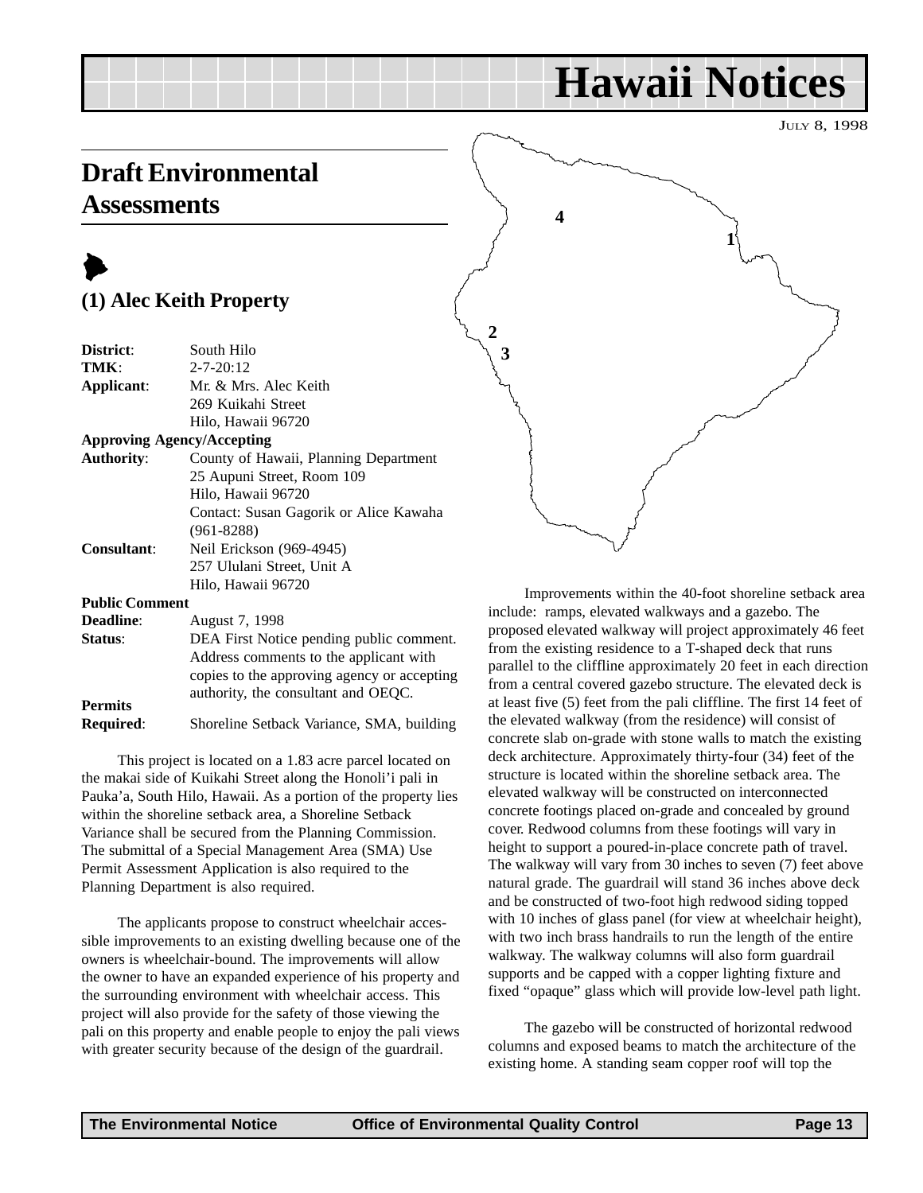# Hawaii Notices

JULY 8, 1998

## Draft Environmental Assessments

### (1) Alec Keith Property

| | |
|---|---|
| **District**: | South Hilo |
| **TMK**: | 2-7-20:12 |
| **Applicant**: | Mr. & Mrs. Alec Keith<br>269 Kuikahi Street<br>Hilo, Hawaii 96720 |
| **Approving Agency/Accepting Authority**: | County of Hawaii, Planning Department<br>25 Aupuni Street, Room 109<br>Hilo, Hawaii 96720<br>Contact: Susan Gagorik or Alice Kawaha<br>(961-8288) |
| **Consultant**: | Neil Erickson (969-4945)<br>257 Ululani Street, Unit A<br>Hilo, Hawaii 96720 |
| **Public Comment Deadline**: | August 7, 1998 |
| **Status**: | DEA First Notice pending public comment. Address comments to the applicant with copies to the approving agency or accepting authority, the consultant and OEQC. |
| **Permits Required**: | Shoreline Setback Variance, SMA, building |

This project is located on a 1.83 acre parcel located on the makai side of Kuikahi Street along the Honoli'i pali in Pauka'a, South Hilo, Hawaii. As a portion of the property lies within the shoreline setback area, a Shoreline Setback Variance shall be secured from the Planning Commission. The submittal of a Special Management Area (SMA) Use Permit Assessment Application is also required to the Planning Department is also required.

The applicants propose to construct wheelchair accessible improvements to an existing dwelling because one of the owners is wheelchair-bound. The improvements will allow the owner to have an expanded experience of his property and the surrounding environment with wheelchair access. This project will also provide for the safety of those viewing the pali on this property and enable people to enjoy the pali views with greater security because of the design of the guardrail.

Improvements within the 40-foot shoreline setback area include: ramps, elevated walkways and a gazebo. The proposed elevated walkway will project approximately 46 feet from the existing residence to a T-shaped deck that runs parallel to the cliffline approximately 20 feet in each direction from a central covered gazebo structure. The elevated deck is at least five (5) feet from the pali cliffline. The first 14 feet of the elevated walkway (from the residence) will consist of concrete slab on-grade with stone walls to match the existing deck architecture. Approximately thirty-four (34) feet of the structure is located within the shoreline setback area. The elevated walkway will be constructed on interconnected concrete footings placed on-grade and concealed by ground cover. Redwood columns from these footings will vary in height to support a poured-in-place concrete path of travel. The walkway will vary from 30 inches to seven (7) feet above natural grade. The guardrail will stand 36 inches above deck and be constructed of two-foot high redwood siding topped with 10 inches of glass panel (for view at wheelchair height), with two inch brass handrails to run the length of the entire walkway. The walkway columns will also form guardrail supports and be capped with a copper lighting fixture and fixed "opaque" glass which will provide low-level path light.

The gazebo will be constructed of horizontal redwood columns and exposed beams to match the architecture of the existing home. A standing seam copper roof will top the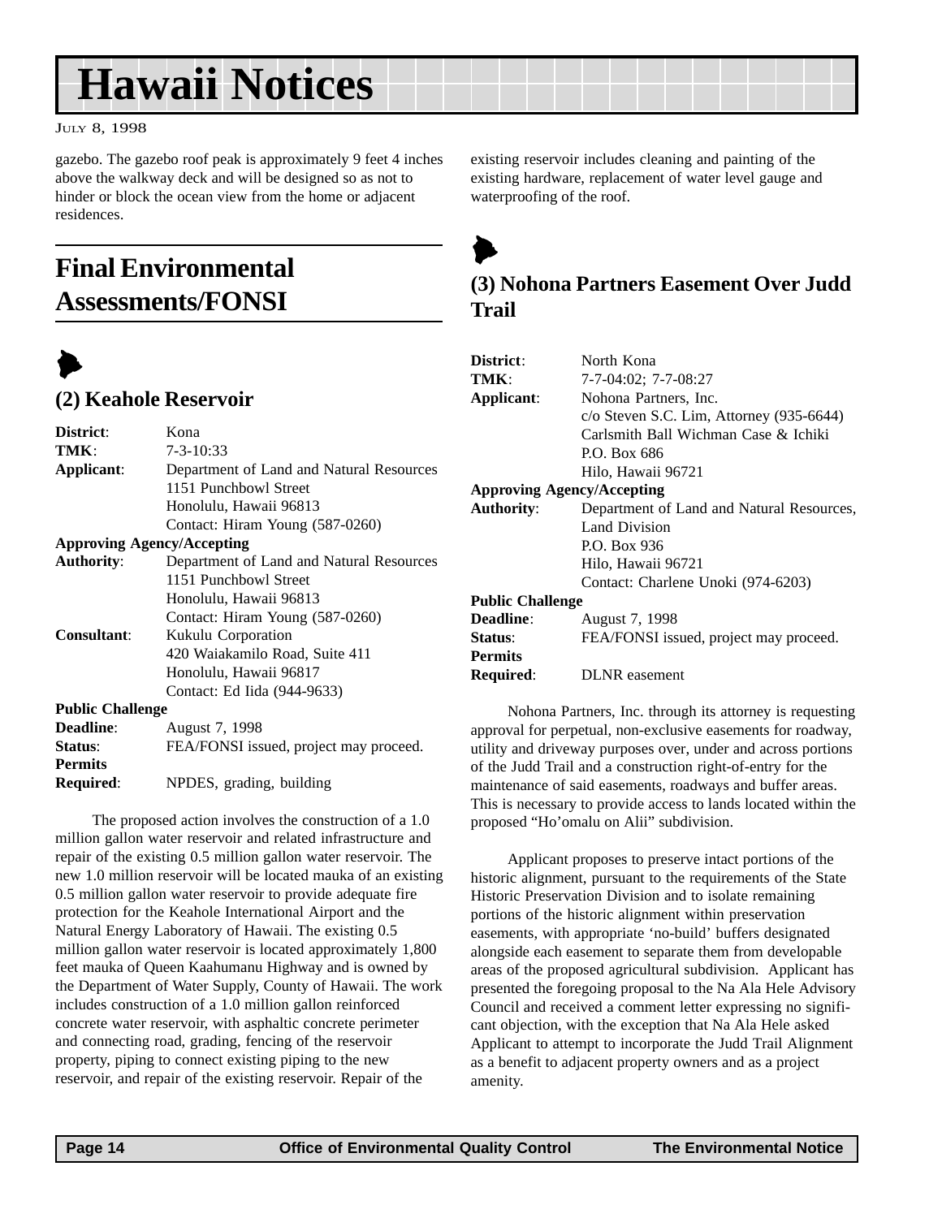gazebo. The gazebo roof peak is approximately 9 feet 4 inches above the walkway deck and will be designed so as not to hinder or block the ocean view from the home or adjacent residences.

## Final Environmental Assessments/FONSI

### (2) Keahole Reservoir

**District**: Kona
**TMK**: 7-3-10:33
**Applicant**: Department of Land and Natural Resources
1151 Punchbowl Street
Honolulu, Hawaii 96813
Contact: Hiram Young (587-0260)
**Approving Agency/Accepting**
**Authority**: Department of Land and Natural Resources
1151 Punchbowl Street
Honolulu, Hawaii 96813
Contact: Hiram Young (587-0260)
**Consultant**: Kukulu Corporation
420 Waiakamilo Road, Suite 411
Honolulu, Hawaii 96817
Contact: Ed Iida (944-9633)
**Public Challenge**
**Deadline**: August 7, 1998
**Status**: FEA/FONSI issued, project may proceed.
**Permits**
**Required**: NPDES, grading, building

The proposed action involves the construction of a 1.0 million gallon water reservoir and related infrastructure and repair of the existing 0.5 million gallon water reservoir. The new 1.0 million reservoir will be located mauka of an existing 0.5 million gallon water reservoir to provide adequate fire protection for the Keahole International Airport and the Natural Energy Laboratory of Hawaii. The existing 0.5 million gallon water reservoir is located approximately 1,800 feet mauka of Queen Kaahumanu Highway and is owned by the Department of Water Supply, County of Hawaii. The work includes construction of a 1.0 million gallon reinforced concrete water reservoir, with asphaltic concrete perimeter and connecting road, grading, fencing of the reservoir property, piping to connect existing piping to the new reservoir, and repair of the existing reservoir. Repair of the existing reservoir includes cleaning and painting of the existing hardware, replacement of water level gauge and waterproofing of the roof.

### (3) Nohona Partners Easement Over Judd Trail

**District**: North Kona
**TMK**: 7-7-04:02; 7-7-08:27
**Applicant**: Nohona Partners, Inc.
c/o Steven S.C. Lim, Attorney (935-6644)
Carlsmith Ball Wichman Case & Ichiki
P.O. Box 686
Hilo, Hawaii 96721
**Approving Agency/Accepting**
**Authority**: Department of Land and Natural Resources, Land Division
P.O. Box 936
Hilo, Hawaii 96721
Contact: Charlene Unoki (974-6203)
**Public Challenge**
**Deadline**: August 7, 1998
**Status**: FEA/FONSI issued, project may proceed.
**Permits**
**Required**: DLNR easement

Nohona Partners, Inc. through its attorney is requesting approval for perpetual, non-exclusive easements for roadway, utility and driveway purposes over, under and across portions of the Judd Trail and a construction right-of-entry for the maintenance of said easements, roadways and buffer areas. This is necessary to provide access to lands located within the proposed "Ho'omalu on Alii" subdivision.

Applicant proposes to preserve intact portions of the historic alignment, pursuant to the requirements of the State Historic Preservation Division and to isolate remaining portions of the historic alignment within preservation easements, with appropriate 'no-build' buffers designated alongside each easement to separate them from developable areas of the proposed agricultural subdivision. Applicant has presented the foregoing proposal to the Na Ala Hele Advisory Council and received a comment letter expressing no significant objection, with the exception that Na Ala Hele asked Applicant to attempt to incorporate the Judd Trail Alignment as a benefit to adjacent property owners and as a project amenity.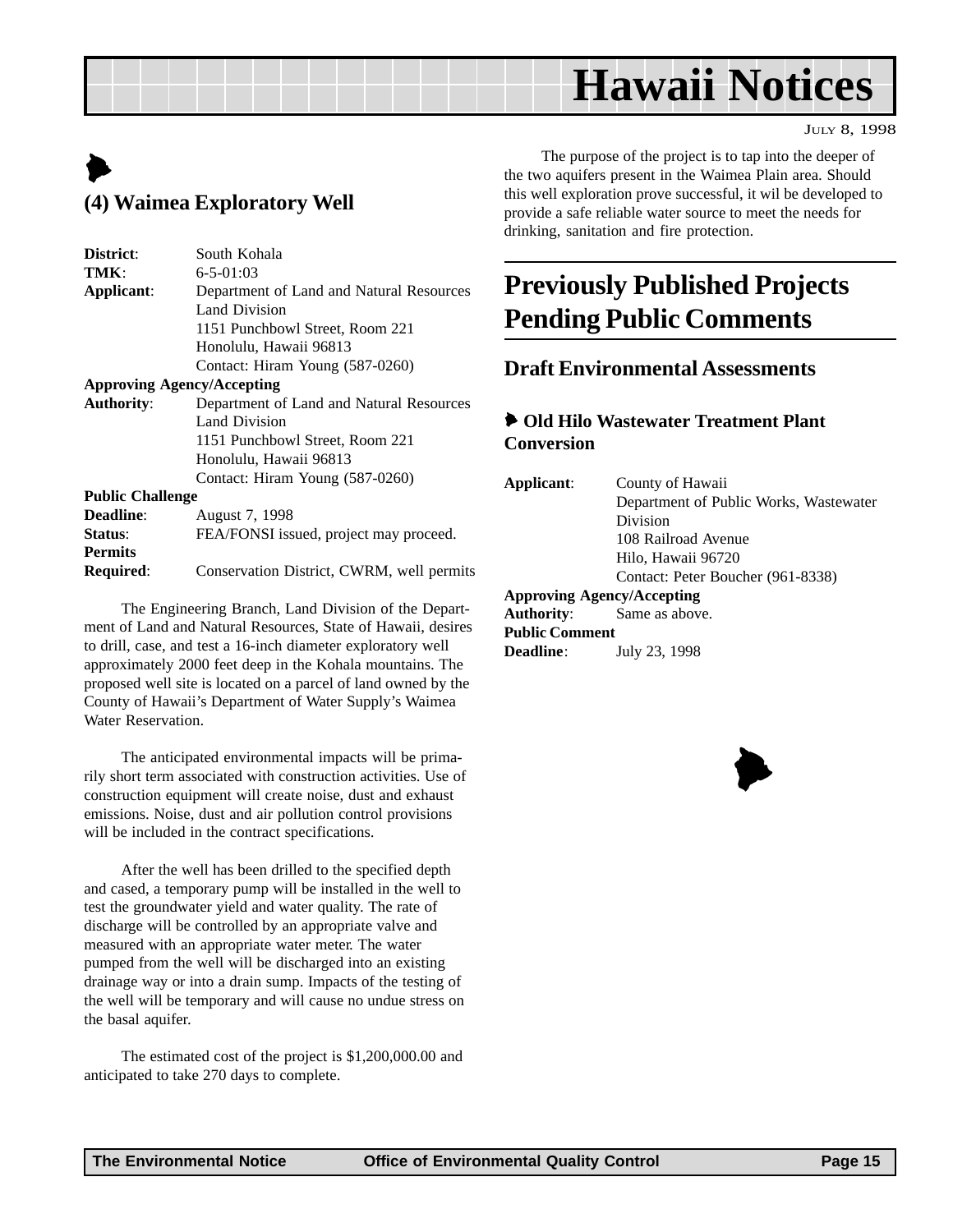# Hawaii Notices

JULY 8, 1998

## (4) Waimea Exploratory Well

**District**: South Kohala
**TMK**: 6-5-01:03
**Applicant**: Department of Land and Natural Resources
Land Division
1151 Punchbowl Street, Room 221
Honolulu, Hawaii 96813
Contact: Hiram Young (587-0260)
**Approving Agency/Accepting**
**Authority**: Department of Land and Natural Resources
Land Division
1151 Punchbowl Street, Room 221
Honolulu, Hawaii 96813
Contact: Hiram Young (587-0260)
**Public Challenge**
**Deadline**: August 7, 1998
**Status**: FEA/FONSI issued, project may proceed.
**Permits**
**Required**: Conservation District, CWRM, well permits

The Engineering Branch, Land Division of the Department of Land and Natural Resources, State of Hawaii, desires to drill, case, and test a 16-inch diameter exploratory well approximately 2000 feet deep in the Kohala mountains. The proposed well site is located on a parcel of land owned by the County of Hawaii's Department of Water Supply's Waimea Water Reservation.

The anticipated environmental impacts will be primarily short term associated with construction activities. Use of construction equipment will create noise, dust and exhaust emissions. Noise, dust and air pollution control provisions will be included in the contract specifications.

After the well has been drilled to the specified depth and cased, a temporary pump will be installed in the well to test the groundwater yield and water quality. The rate of discharge will be controlled by an appropriate valve and measured with an appropriate water meter. The water pumped from the well will be discharged into an existing drainage way or into a drain sump. Impacts of the testing of the well will be temporary and will cause no undue stress on the basal aquifer.

The estimated cost of the project is $1,200,000.00 and anticipated to take 270 days to complete.

The purpose of the project is to tap into the deeper of the two aquifers present in the Waimea Plain area. Should this well exploration prove successful, it wil be developed to provide a safe reliable water source to meet the needs for drinking, sanitation and fire protection.

# Previously Published Projects Pending Public Comments

## Draft Environmental Assessments

### Old Hilo Wastewater Treatment Plant Conversion

**Applicant**: County of Hawaii
Department of Public Works, Wastewater Division
108 Railroad Avenue
Hilo, Hawaii 96720
Contact: Peter Boucher (961-8338)
**Approving Agency/Accepting**
**Authority**: Same as above.
**Public Comment**
**Deadline**: July 23, 1998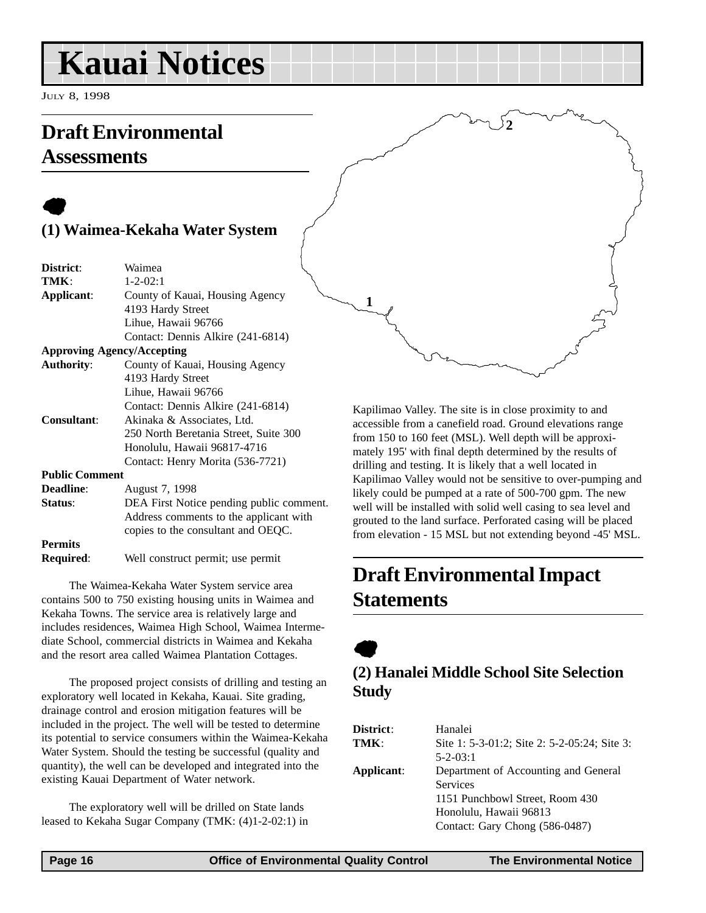// Kauai Notices

July 8, 1998

## Draft Environmental Assessments

### (1) Waimea-Kekaha Water System

**District**: Waimea
**TMK**: 1-2-02:1
**Applicant**: County of Kauai, Housing Agency
4193 Hardy Street
Lihue, Hawaii 96766
Contact: Dennis Alkire (241-6814)

**Approving Agency/Accepting Authority**: County of Kauai, Housing Agency
4193 Hardy Street
Lihue, Hawaii 96766
Contact: Dennis Alkire (241-6814)

**Consultant**: Akinaka & Associates, Ltd.
250 North Beretania Street, Suite 300
Honolulu, Hawaii 96817-4716
Contact: Henry Morita (536-7721)

**Public Comment Deadline**: August 7, 1998

**Status**: DEA First Notice pending public comment. Address comments to the applicant with copies to the consultant and OEQC.

**Permits Required**: Well construct permit; use permit

The Waimea-Kekaha Water System service area contains 500 to 750 existing housing units in Waimea and Kekaha Towns. The service area is relatively large and includes residences, Waimea High School, Waimea Intermediate School, commercial districts in Waimea and Kekaha and the resort area called Waimea Plantation Cottages.

The proposed project consists of drilling and testing an exploratory well located in Kekaha, Kauai. Site grading, drainage control and erosion mitigation features will be included in the project. The well will be tested to determine its potential to service consumers within the Waimea-Kekaha Water System. Should the testing be successful (quality and quantity), the well can be developed and integrated into the existing Kauai Department of Water network.

The exploratory well will be drilled on State lands leased to Kekaha Sugar Company (TMK: (4)1-2-02:1) in Kapilimao Valley. The site is in close proximity to and accessible from a canefield road. Ground elevations range from 150 to 160 feet (MSL). Well depth will be approximately 195' with final depth determined by the results of drilling and testing. It is likely that a well located in Kapilimao Valley would not be sensitive to over-pumping and likely could be pumped at a rate of 500-700 gpm. The new well will be installed with solid well casing to sea level and grouted to the land surface. Perforated casing will be placed from elevation - 15 MSL but not extending beyond -45' MSL.

## Draft Environmental Impact Statements

### (2) Hanalei Middle School Site Selection Study

**District**: Hanalei
**TMK**: Site 1: 5-3-01:2; Site 2: 5-2-05:24; Site 3: 5-2-03:1
**Applicant**: Department of Accounting and General Services
1151 Punchbowl Street, Room 430
Honolulu, Hawaii 96813
Contact: Gary Chong (586-0487)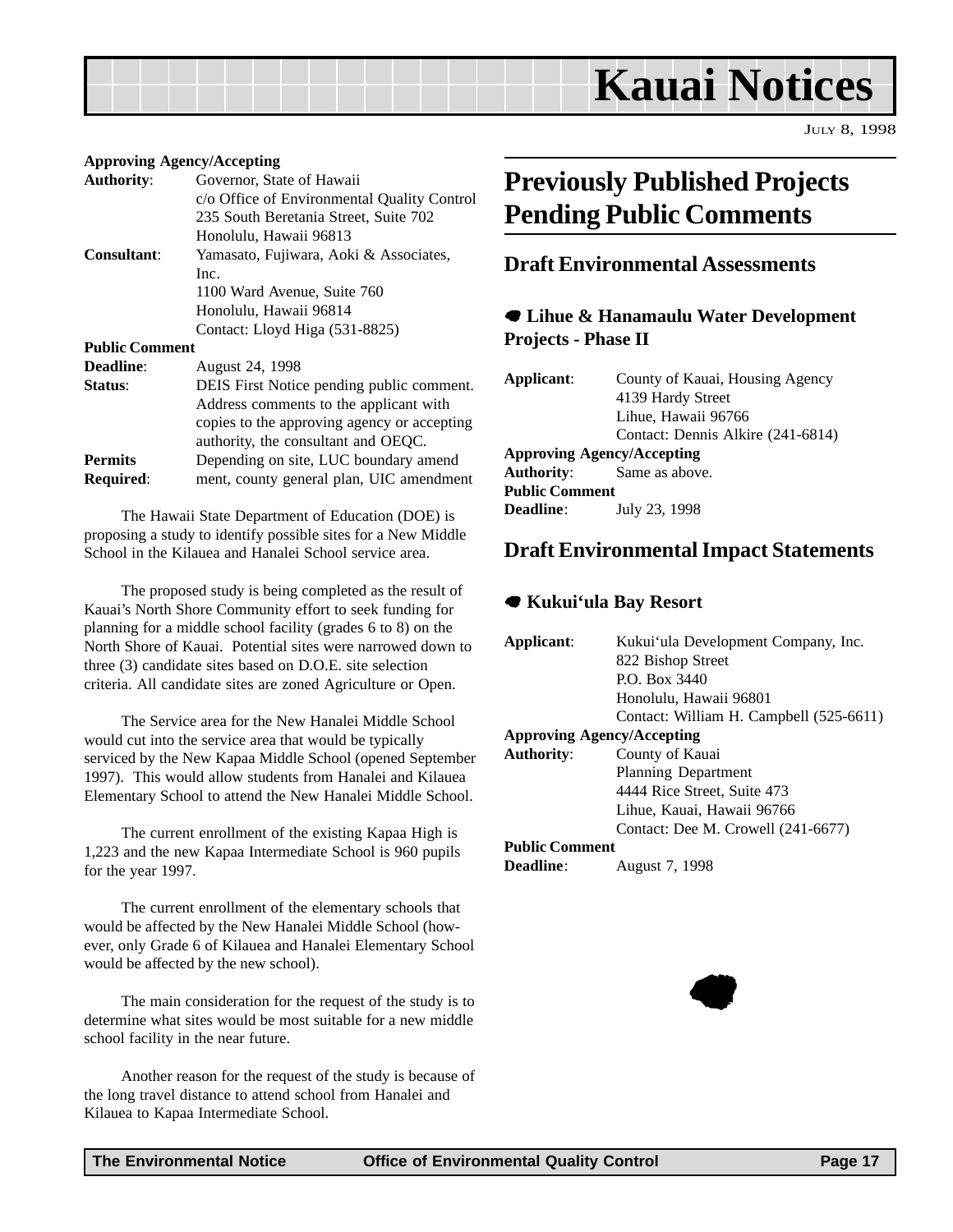# Kauai Notices

JULY 8, 1998

**Approving Agency/Accepting Authority**: Governor, State of Hawaii
c/o Office of Environmental Quality Control
235 South Beretania Street, Suite 702
Honolulu, Hawaii 96813

**Consultant**: Yamasato, Fujiwara, Aoki & Associates, Inc.
1100 Ward Avenue, Suite 760
Honolulu, Hawaii 96814
Contact: Lloyd Higa (531-8825)

**Public Comment Deadline**: August 24, 1998

**Status**: DEIS First Notice pending public comment. Address comments to the applicant with copies to the approving agency or accepting authority, the consultant and OEQC.

**Permits Required**: Depending on site, LUC boundary amendment, county general plan, UIC amendment

The Hawaii State Department of Education (DOE) is proposing a study to identify possible sites for a New Middle School in the Kilauea and Hanalei School service area.

The proposed study is being completed as the result of Kauai's North Shore Community effort to seek funding for planning for a middle school facility (grades 6 to 8) on the North Shore of Kauai. Potential sites were narrowed down to three (3) candidate sites based on D.O.E. site selection criteria. All candidate sites are zoned Agriculture or Open.

The Service area for the New Hanalei Middle School would cut into the service area that would be typically serviced by the New Kapaa Middle School (opened September 1997). This would allow students from Hanalei and Kilauea Elementary School to attend the New Hanalei Middle School.

The current enrollment of the existing Kapaa High is 1,223 and the new Kapaa Intermediate School is 960 pupils for the year 1997.

The current enrollment of the elementary schools that would be affected by the New Hanalei Middle School (however, only Grade 6 of Kilauea and Hanalei Elementary School would be affected by the new school).

The main consideration for the request of the study is to determine what sites would be most suitable for a new middle school facility in the near future.

Another reason for the request of the study is because of the long travel distance to attend school from Hanalei and Kilauea to Kapaa Intermediate School.

## Previously Published Projects Pending Public Comments

### Draft Environmental Assessments

#### Lihue & Hanamaulu Water Development Projects - Phase II

**Applicant**: County of Kauai, Housing Agency
4139 Hardy Street
Lihue, Hawaii 96766
Contact: Dennis Alkire (241-6814)

**Approving Agency/Accepting Authority**: Same as above.

**Public Comment Deadline**: July 23, 1998

### Draft Environmental Impact Statements

#### Kukui'ula Bay Resort

**Applicant**: Kukui'ula Development Company, Inc.
822 Bishop Street
P.O. Box 3440
Honolulu, Hawaii 96801
Contact: William H. Campbell (525-6611)

**Approving Agency/Accepting Authority**: County of Kauai
Planning Department
4444 Rice Street, Suite 473
Lihue, Kauai, Hawaii 96766
Contact: Dee M. Crowell (241-6677)

**Public Comment Deadline**: August 7, 1998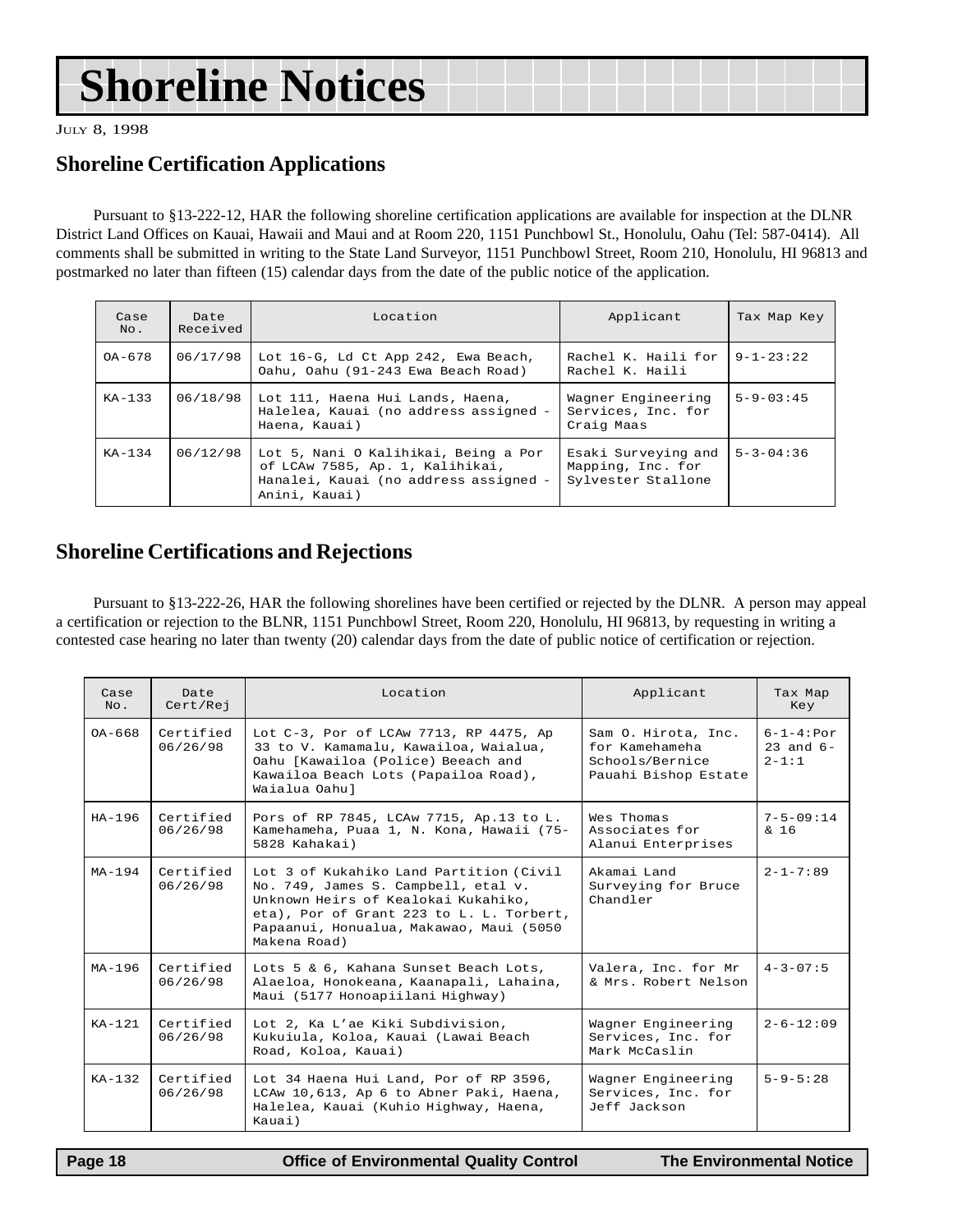# Shoreline Notices

July 8, 1998

## Shoreline Certification Applications

Pursuant to §13-222-12, HAR the following shoreline certification applications are available for inspection at the DLNR District Land Offices on Kauai, Hawaii and Maui and at Room 220, 1151 Punchbowl St., Honolulu, Oahu (Tel: 587-0414). All comments shall be submitted in writing to the State Land Surveyor, 1151 Punchbowl Street, Room 210, Honolulu, HI 96813 and postmarked no later than fifteen (15) calendar days from the date of the public notice of the application.

| Case No. | Date Received | Location | Applicant | Tax Map Key |
|---|---|---|---|---|
| OA-678 | 06/17/98 | Lot 16-G, Ld Ct App 242, Ewa Beach, Oahu, Oahu (91-243 Ewa Beach Road) | Rachel K. Haili for Rachel K. Haili | 9-1-23:22 |
| KA-133 | 06/18/98 | Lot 111, Haena Hui Lands, Haena, Halelea, Kauai (no address assigned - Haena, Kauai) | Wagner Engineering Services, Inc. for Craig Maas | 5-9-03:45 |
| KA-134 | 06/12/98 | Lot 5, Nani O Kalihikai, Being a Por of LCAw 7585, Ap. 1, Kalihikai, Hanalei, Kauai (no address assigned - Anini, Kauai) | Esaki Surveying and Mapping, Inc. for Sylvester Stallone | 5-3-04:36 |

## Shoreline Certifications and Rejections

Pursuant to §13-222-26, HAR the following shorelines have been certified or rejected by the DLNR. A person may appeal a certification or rejection to the BLNR, 1151 Punchbowl Street, Room 220, Honolulu, HI 96813, by requesting in writing a contested case hearing no later than twenty (20) calendar days from the date of public notice of certification or rejection.

| Case No. | Date Cert/Rej | Location | Applicant | Tax Map Key |
|---|---|---|---|---|
| OA-668 | Certified 06/26/98 | Lot C-3, Por of LCAw 7713, RP 4475, Ap 33 to V. Kamamalu, Kawailoa, Waialua, Oahu [Kawailoa (Police) Beeach and Kawailoa Beach Lots (Papailoa Road), Waialua Oahu] | Sam O. Hirota, Inc. for Kamehameha Schools/Bernice Pauahi Bishop Estate | 6-1-4:Por 23 and 6-2-1:1 |
| HA-196 | Certified 06/26/98 | Pors of RP 7845, LCAw 7715, Ap.13 to L. Kamehameha, Puaa 1, N. Kona, Hawaii (75-5828 Kahakai) | Wes Thomas Associates for Alanui Enterprises | 7-5-09:14 & 16 |
| MA-194 | Certified 06/26/98 | Lot 3 of Kukahiko Land Partition (Civil No. 749, James S. Campbell, etal v. Unknown Heirs of Kealokai Kukahiko, eta), Por of Grant 223 to L. L. Torbert, Papaanui, Honualua, Makawao, Maui (5050 Makena Road) | Akamai Land Surveying for Bruce Chandler | 2-1-7:89 |
| MA-196 | Certified 06/26/98 | Lots 5 & 6, Kahana Sunset Beach Lots, Alaeloa, Honokeana, Kaanapali, Lahaina, Maui (5177 Honoapiilani Highway) | Valera, Inc. for Mr & Mrs. Robert Nelson | 4-3-07:5 |
| KA-121 | Certified 06/26/98 | Lot 2, Ka L'ae Kiki Subdivision, Kukuiula, Koloa, Kauai (Lawai Beach Road, Koloa, Kauai) | Wagner Engineering Services, Inc. for Mark McCaslin | 2-6-12:09 |
| KA-132 | Certified 06/26/98 | Lot 34 Haena Hui Land, Por of RP 3596, LCAw 10,613, Ap 6 to Abner Paki, Haena, Halelea, Kauai (Kuhio Highway, Haena, Kauai) | Wagner Engineering Services, Inc. for Jeff Jackson | 5-9-5:28 |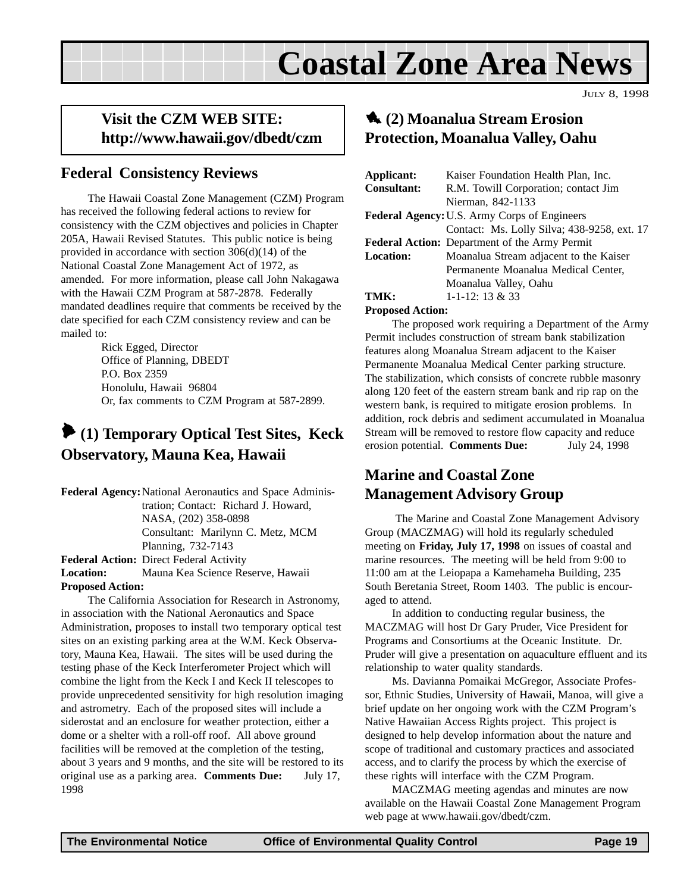# Coastal Zone Area News

July 8, 1998

**Visit the CZM WEB SITE: http://www.hawaii.gov/dbedt/czm**

## Federal Consistency Reviews

The Hawaii Coastal Zone Management (CZM) Program has received the following federal actions to review for consistency with the CZM objectives and policies in Chapter 205A, Hawaii Revised Statutes. This public notice is being provided in accordance with section 306(d)(14) of the National Coastal Zone Management Act of 1972, as amended. For more information, please call John Nakagawa with the Hawaii CZM Program at 587-2878. Federally mandated deadlines require that comments be received by the date specified for each CZM consistency review and can be mailed to:

Rick Egged, Director
Office of Planning, DBEDT
P.O. Box 2359
Honolulu, Hawaii 96804
Or, fax comments to CZM Program at 587-2899.

### (1) Temporary Optical Test Sites, Keck Observatory, Mauna Kea, Hawaii

**Federal Agency:** National Aeronautics and Space Administration; Contact: Richard J. Howard, NASA, (202) 358-0898
Consultant: Marilynn C. Metz, MCM Planning, 732-7143
**Federal Action:** Direct Federal Activity
**Location:** Mauna Kea Science Reserve, Hawaii
**Proposed Action:**

The California Association for Research in Astronomy, in association with the National Aeronautics and Space Administration, proposes to install two temporary optical test sites on an existing parking area at the W.M. Keck Observatory, Mauna Kea, Hawaii. The sites will be used during the testing phase of the Keck Interferometer Project which will combine the light from the Keck I and Keck II telescopes to provide unprecedented sensitivity for high resolution imaging and astrometry. Each of the proposed sites will include a siderostat and an enclosure for weather protection, either a dome or a shelter with a roll-off roof. All above ground facilities will be removed at the completion of the testing, about 3 years and 9 months, and the site will be restored to its original use as a parking area. **Comments Due:** July 17, 1998

### (2) Moanalua Stream Erosion Protection, Moanalua Valley, Oahu

**Applicant:** Kaiser Foundation Health Plan, Inc.
**Consultant:** R.M. Towill Corporation; contact Jim Nierman, 842-1133
**Federal Agency:** U.S. Army Corps of Engineers
Contact: Ms. Lolly Silva; 438-9258, ext. 17
**Federal Action:** Department of the Army Permit
**Location:** Moanalua Stream adjacent to the Kaiser Permanente Moanalua Medical Center, Moanalua Valley, Oahu
**TMK:** 1-1-12: 13 & 33
**Proposed Action:**

The proposed work requiring a Department of the Army Permit includes construction of stream bank stabilization features along Moanalua Stream adjacent to the Kaiser Permanente Moanalua Medical Center parking structure. The stabilization, which consists of concrete rubble masonry along 120 feet of the eastern stream bank and rip rap on the western bank, is required to mitigate erosion problems. In addition, rock debris and sediment accumulated in Moanalua Stream will be removed to restore flow capacity and reduce erosion potential. **Comments Due:** July 24, 1998

## Marine and Coastal Zone Management Advisory Group

The Marine and Coastal Zone Management Advisory Group (MACZMAG) will hold its regularly scheduled meeting on **Friday, July 17, 1998** on issues of coastal and marine resources. The meeting will be held from 9:00 to 11:00 am at the Leiopapa a Kamehameha Building, 235 South Beretania Street, Room 1403. The public is encouraged to attend.

In addition to conducting regular business, the MACZMAG will host Dr Gary Pruder, Vice President for Programs and Consortiums at the Oceanic Institute. Dr. Pruder will give a presentation on aquaculture effluent and its relationship to water quality standards.

Ms. Davianna Pomaikai McGregor, Associate Professor, Ethnic Studies, University of Hawaii, Manoa, will give a brief update on her ongoing work with the CZM Program's Native Hawaiian Access Rights project. This project is designed to help develop information about the nature and scope of traditional and customary practices and associated access, and to clarify the process by which the exercise of these rights will interface with the CZM Program.

MACZMAG meeting agendas and minutes are now available on the Hawaii Coastal Zone Management Program web page at www.hawaii.gov/dbedt/czm.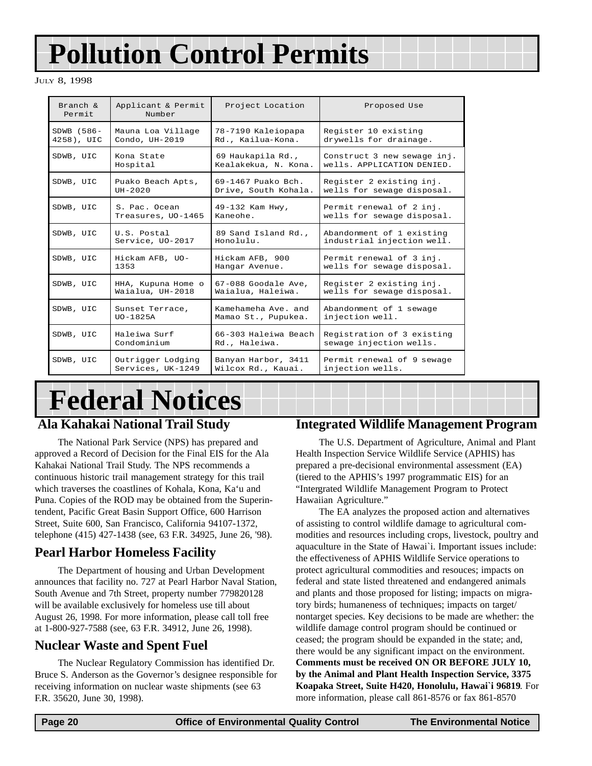# Pollution Control Permits

July 8, 1998

| Branch & Permit | Applicant & Permit Number | Project Location | Proposed Use |
|---|---|---|---|
| SDWB (586-4258), UIC | Mauna Loa Village Condo, UH-2019 | 78-7190 Kaleiopapa Rd., Kailua-Kona. | Register 10 existing drywells for drainage. |
| SDWB, UIC | Kona State Hospital | 69 Haukapila Rd., Kealakekua, N. Kona. | Construct 3 new sewage inj. wells. APPLICATION DENIED. |
| SDWB, UIC | Puako Beach Apts, UH-2020 | 69-1467 Puako Bch. Drive, South Kohala. | Register 2 existing inj. wells for sewage disposal. |
| SDWB, UIC | S. Pac. Ocean Treasures, UO-1465 | 49-132 Kam Hwy, Kaneohe. | Permit renewal of 2 inj. wells for sewage disposal. |
| SDWB, UIC | U.S. Postal Service, UO-2017 | 89 Sand Island Rd., Honolulu. | Abandonment of 1 existing industrial injection well. |
| SDWB, UIC | Hickam AFB, UO-1353 | Hickam AFB, 900 Hangar Avenue. | Permit renewal of 3 inj. wells for sewage disposal. |
| SDWB, UIC | HHA, Kupuna Home o Waialua, UH-2018 | 67-088 Goodale Ave, Waialua, Haleiwa. | Register 2 existing inj. wells for sewage disposal. |
| SDWB, UIC | Sunset Terrace, UO-1825A | Kamehameha Ave. and Mamao St., Pupukea. | Abandonment of 1 sewage injection well. |
| SDWB, UIC | Haleiwa Surf Condominium | 66-303 Haleiwa Beach Rd., Haleiwa. | Registration of 3 existing sewage injection wells. |
| SDWB, UIC | Outrigger Lodging Services, UK-1249 | Banyan Harbor, 3411 Wilcox Rd., Kauai. | Permit renewal of 9 sewage injection wells. |

# Federal Notices

## Ala Kahakai National Trail Study

The National Park Service (NPS) has prepared and approved a Record of Decision for the Final EIS for the Ala Kahakai National Trail Study. The NPS recommends a continuous historic trail management strategy for this trail which traverses the coastlines of Kohala, Kona, Ka'u and Puna. Copies of the ROD may be obtained from the Superintendent, Pacific Great Basin Support Office, 600 Harrison Street, Suite 600, San Francisco, California 94107-1372, telephone (415) 427-1438 (see, 63 F.R. 34925, June 26, '98).

## Pearl Harbor Homeless Facility

The Department of housing and Urban Development announces that facility no. 727 at Pearl Harbor Naval Station, South Avenue and 7th Street, property number 779820128 will be available exclusively for homeless use till about August 26, 1998. For more information, please call toll free at 1-800-927-7588 (see, 63 F.R. 34912, June 26, 1998).

## Nuclear Waste and Spent Fuel

The Nuclear Regulatory Commission has identified Dr. Bruce S. Anderson as the Governor's designee responsible for receiving information on nuclear waste shipments (see 63 F.R. 35620, June 30, 1998).

## Integrated Wildlife Management Program

The U.S. Department of Agriculture, Animal and Plant Health Inspection Service Wildlife Service (APHIS) has prepared a pre-decisional environmental assessment (EA) (tiered to the APHIS's 1997 programmatic EIS) for an "Intergrated Wildlife Management Program to Protect Hawaiian Agriculture."

The EA analyzes the proposed action and alternatives of assisting to control wildlife damage to agricultural commodities and resources including crops, livestock, poultry and aquaculture in the State of Hawai`i. Important issues include: the effectiveness of APHIS Wildlife Service operations to protect agricultural commodities and resouces; impacts on federal and state listed threatened and endangered animals and plants and those proposed for listing; impacts on migratory birds; humaneness of techniques; impacts on target/nontarget species. Key decisions to be made are whether: the wildlife damage control program should be continued or ceased; the program should be expanded in the state; and, there would be any significant impact on the environment. **Comments must be received ON OR BEFORE JULY 10, by the Animal and Plant Health Inspection Service, 3375 Koapaka Street, Suite H420, Honolulu, Hawai`i 96819**. For more information, please call 861-8576 or fax 861-8570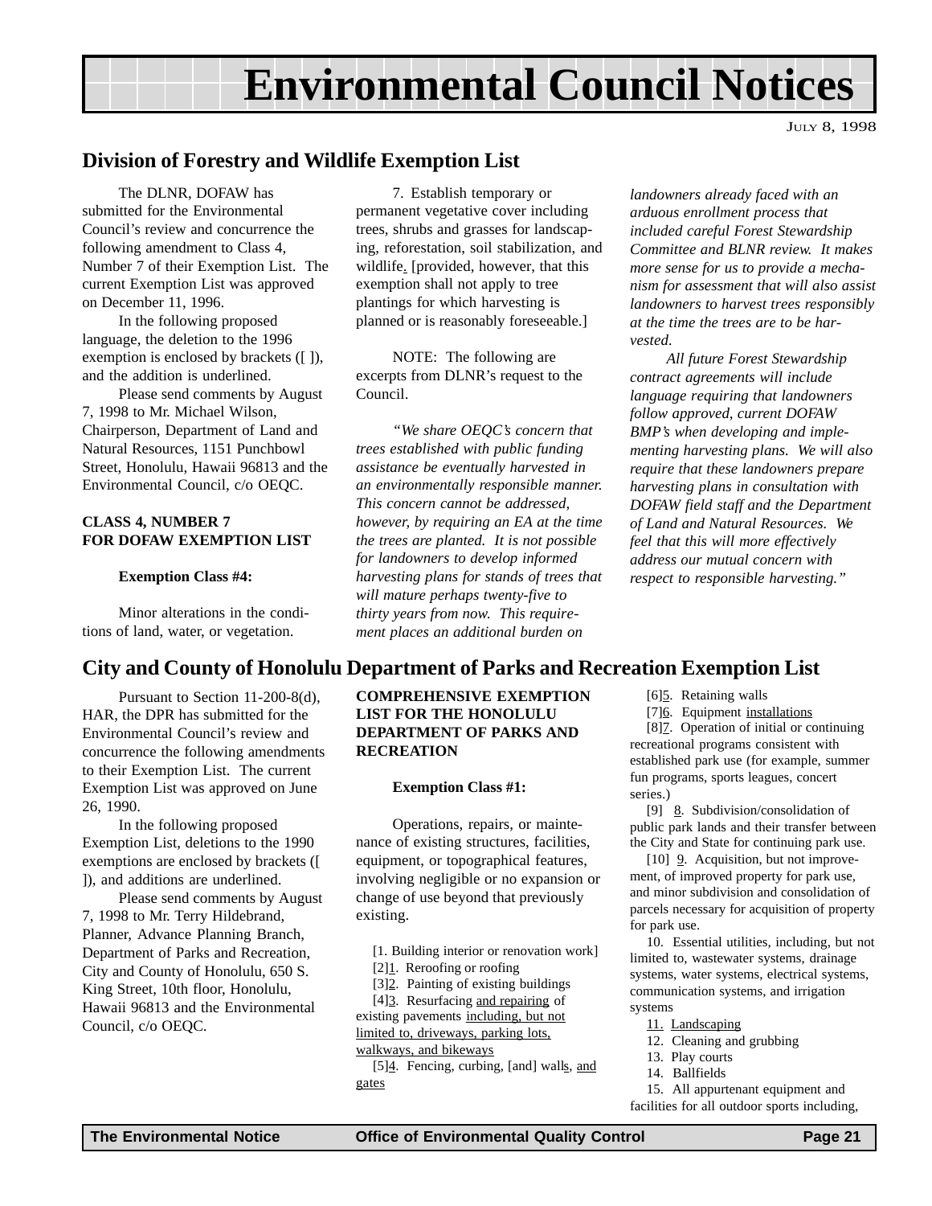# Environmental Council Notices

July 8, 1998

## Division of Forestry and Wildlife Exemption List

The DLNR, DOFAW has submitted for the Environmental Council's review and concurrence the following amendment to Class 4, Number 7 of their Exemption List. The current Exemption List was approved on December 11, 1996.

In the following proposed language, the deletion to the 1996 exemption is enclosed by brackets ([ ]), and the addition is underlined.

Please send comments by August 7, 1998 to Mr. Michael Wilson, Chairperson, Department of Land and Natural Resources, 1151 Punchbowl Street, Honolulu, Hawaii 96813 and the Environmental Council, c/o OEQC.

**CLASS 4, NUMBER 7 FOR DOFAW EXEMPTION LIST**

**Exemption Class #4:**

Minor alterations in the conditions of land, water, or vegetation.

7. Establish temporary or permanent vegetative cover including trees, shrubs and grasses for landscaping, reforestation, soil stabilization, and wildlife<u>.</u> [provided, however, that this exemption shall not apply to tree plantings for which harvesting is planned or is reasonably foreseeable.]

NOTE: The following are excerpts from DLNR's request to the Council.

*"We share OEQC's concern that trees established with public funding assistance be eventually harvested in an environmentally responsible manner. This concern cannot be addressed, however, by requiring an EA at the time the trees are planted. It is not possible for landowners to develop informed harvesting plans for stands of trees that will mature perhaps twenty-five to thirty years from now. This requirement places an additional burden on landowners already faced with an arduous enrollment process that included careful Forest Stewardship Committee and BLNR review. It makes more sense for us to provide a mechanism for assessment that will also assist landowners to harvest trees responsibly at the time the trees are to be harvested.*

*All future Forest Stewardship contract agreements will include language requiring that landowners follow approved, current DOFAW BMP's when developing and implementing harvesting plans. We will also require that these landowners prepare harvesting plans in consultation with DOFAW field staff and the Department of Land and Natural Resources. We feel that this will more effectively address our mutual concern with respect to responsible harvesting."*

## City and County of Honolulu Department of Parks and Recreation Exemption List

Pursuant to Section 11-200-8(d), HAR, the DPR has submitted for the Environmental Council's review and concurrence the following amendments to their Exemption List. The current Exemption List was approved on June 26, 1990.

In the following proposed Exemption List, deletions to the 1990 exemptions are enclosed by brackets ([ ]), and additions are underlined.

Please send comments by August 7, 1998 to Mr. Terry Hildebrand, Planner, Advance Planning Branch, Department of Parks and Recreation, City and County of Honolulu, 650 S. King Street, 10th floor, Honolulu, Hawaii 96813 and the Environmental Council, c/o OEQC.

**COMPREHENSIVE EXEMPTION LIST FOR THE HONOLULU DEPARTMENT OF PARKS AND RECREATION**

**Exemption Class #1:**

Operations, repairs, or maintenance of existing structures, facilities, equipment, or topographical features, involving negligible or no expansion or change of use beyond that previously existing.

[1. Building interior or renovation work]
[2]<u>1</u>. Reroofing or roofing
[3]<u>2</u>. Painting of existing buildings
[4]<u>3</u>. Resurfacing <u>and repairing</u> of existing pavements <u>including, but not limited to, driveways, parking lots, walkways, and bikeways</u>
[5]<u>4</u>. Fencing, curbing, [and] wall<u>s</u>, <u>and gates</u>
[6]<u>5</u>. Retaining walls
[7]<u>6</u>. Equipment <u>installations</u>
[8]<u>7</u>. Operation of initial or continuing recreational programs consistent with established park use (for example, summer fun programs, sports leagues, concert series.)
[9] <u>8</u>. Subdivision/consolidation of public park lands and their transfer between the City and State for continuing park use.
[10] <u>9</u>. Acquisition, but not improvement, of improved property for park use, and minor subdivision and consolidation of parcels necessary for acquisition of property for park use.
10. Essential utilities, including, but not limited to, wastewater systems, drainage systems, water systems, electrical systems, communication systems, and irrigation systems
<u>11. Landscaping</u>
12. Cleaning and grubbing
13. Play courts
14. Ballfields
15. All appurtenant equipment and facilities for all outdoor sports including,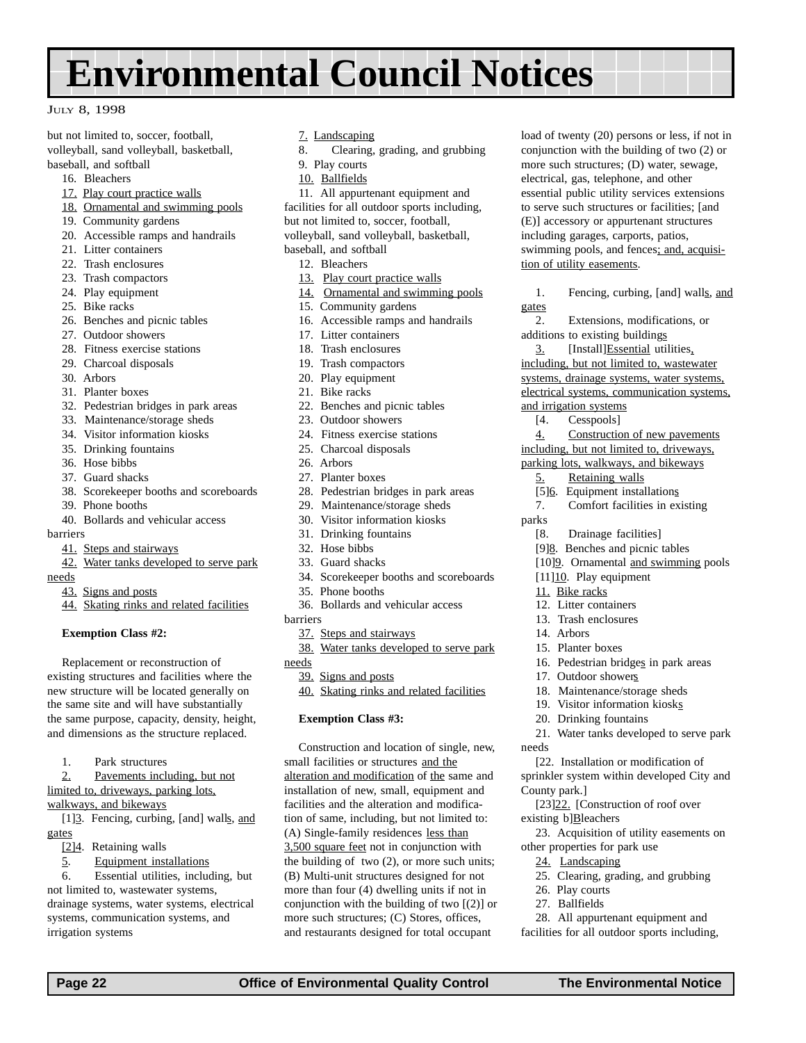# Environmental Council Notices

July 8, 1998

but not limited to, soccer, football, volleyball, sand volleyball, basketball, baseball, and softball

16. Bleachers
17. Play court practice walls
18. Ornamental and swimming pools
19. Community gardens
20. Accessible ramps and handrails
21. Litter containers
22. Trash enclosures
23. Trash compactors
24. Play equipment
25. Bike racks
26. Benches and picnic tables
27. Outdoor showers
28. Fitness exercise stations
29. Charcoal disposals
30. Arbors
31. Planter boxes
32. Pedestrian bridges in park areas
33. Maintenance/storage sheds
34. Visitor information kiosks
35. Drinking fountains
36. Hose bibbs
37. Guard shacks
38. Scorekeeper booths and scoreboards
39. Phone booths
40. Bollards and vehicular access barriers
41. Steps and stairways
42. Water tanks developed to serve park needs
43. Signs and posts
44. Skating rinks and related facilities

**Exemption Class #2:**

Replacement or reconstruction of existing structures and facilities where the new structure will be located generally on the same site and will have substantially the same purpose, capacity, density, height, and dimensions as the structure replaced.

1. Park structures
2. Pavements including, but not limited to, driveways, parking lots, walkways, and bikeways

[1]3. Fencing, curbing, [and] walls, and gates

[2]4. Retaining walls

5. Equipment installations
6. Essential utilities, including, but not limited to, wastewater systems, drainage systems, water systems, electrical systems, communication systems, and irrigation systems
7. Landscaping
8. Clearing, grading, and grubbing
9. Play courts
10. Ballfields
11. All appurtenant equipment and facilities for all outdoor sports including, but not limited to, soccer, football, volleyball, sand volleyball, basketball, baseball, and softball
12. Bleachers
13. Play court practice walls
14. Ornamental and swimming pools
15. Community gardens
16. Accessible ramps and handrails
17. Litter containers
18. Trash enclosures
19. Trash compactors
20. Play equipment
21. Bike racks
22. Benches and picnic tables
23. Outdoor showers
24. Fitness exercise stations
25. Charcoal disposals
26. Arbors
27. Planter boxes
28. Pedestrian bridges in park areas
29. Maintenance/storage sheds
30. Visitor information kiosks
31. Drinking fountains
32. Hose bibbs
33. Guard shacks
34. Scorekeeper booths and scoreboards
35. Phone booths
36. Bollards and vehicular access barriers
37. Steps and stairways
38. Water tanks developed to serve park needs
39. Signs and posts
40. Skating rinks and related facilities

**Exemption Class #3:**

Construction and location of single, new, small facilities or structures and the alteration and modification of the same and installation of new, small, equipment and facilities and the alteration and modification of same, including, but not limited to: (A) Single-family residences less than 3,500 square feet not in conjunction with the building of two (2), or more such units; (B) Multi-unit structures designed for not more than four (4) dwelling units if not in conjunction with the building of two [(2)] or more such structures; (C) Stores, offices, and restaurants designed for total occupant load of twenty (20) persons or less, if not in conjunction with the building of two (2) or more such structures; (D) water, sewage, electrical, gas, telephone, and other essential public utility services extensions to serve such structures or facilities; [and (E)] accessory or appurtenant structures including garages, carports, patios, swimming pools, and fences; and, acquisition of utility easements.

1. Fencing, curbing, [and] walls, and gates
2. Extensions, modifications, or additions to existing buildings
3. [Install]Essential utilities, including, but not limited to, wastewater systems, drainage systems, water systems, electrical systems, communication systems, and irrigation systems

[4. Cesspools]

4. Construction of new pavements including, but not limited to, driveways, parking lots, walkways, and bikeways
5. Retaining walls

[5]6. Equipment installations

7. Comfort facilities in existing parks

[8. Drainage facilities]

[9]8. Benches and picnic tables

[10]9. Ornamental and swimming pools

[11]10. Play equipment

11. Bike racks
12. Litter containers
13. Trash enclosures
14. Arbors
15. Planter boxes
16. Pedestrian bridges in park areas
17. Outdoor showers
18. Maintenance/storage sheds
19. Visitor information kiosks
20. Drinking fountains
21. Water tanks developed to serve park needs

[22. Installation or modification of sprinkler system within developed City and County park.]

[23]22. [Construction of roof over existing b]Bleachers

23. Acquisition of utility easements on other properties for park use
24. Landscaping
25. Clearing, grading, and grubbing
26. Play courts
27. Ballfields
28. All appurtenant equipment and facilities for all outdoor sports including,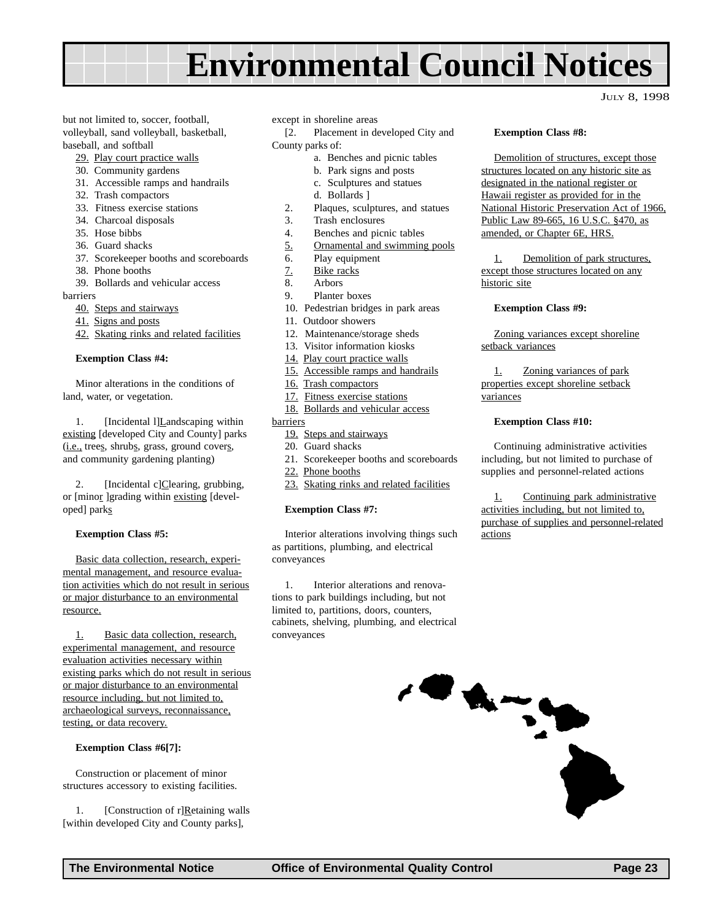but not limited to, soccer, football, volleyball, sand volleyball, basketball, baseball, and softball

29. Play court practice walls
30. Community gardens
31. Accessible ramps and handrails
32. Trash compactors
33. Fitness exercise stations
34. Charcoal disposals
35. Hose bibbs
36. Guard shacks
37. Scorekeeper booths and scoreboards
38. Phone booths
39. Bollards and vehicular access barriers
40. Steps and stairways
41. Signs and posts
42. Skating rinks and related facilities

**Exemption Class #4:**

Minor alterations in the conditions of land, water, or vegetation.

1. [Incidental l]Landscaping within existing [developed City and County] parks (i.e., trees, shrubs, grass, ground covers, and community gardening planting)

2. [Incidental c]Clearing, grubbing, or [minor ]grading within existing [developed] parks

**Exemption Class #5:**

Basic data collection, research, experimental management, and resource evaluation activities which do not result in serious or major disturbance to an environmental resource.

1. Basic data collection, research, experimental management, and resource evaluation activities necessary within existing parks which do not result in serious or major disturbance to an environmental resource including, but not limited to, archaeological surveys, reconnaissance, testing, or data recovery.

**Exemption Class #6[7]:**

Construction or placement of minor structures accessory to existing facilities.

1. [Construction of r]Retaining walls [within developed City and County parks], except in shoreline areas

[2. Placement in developed City and County parks of:
   a. Benches and picnic tables
   b. Park signs and posts
   c. Sculptures and statues
   d. Bollards ]

2. Plaques, sculptures, and statues
3. Trash enclosures
4. Benches and picnic tables
5. Ornamental and swimming pools
6. Play equipment
7. Bike racks
8. Arbors
9. Planter boxes
10. Pedestrian bridges in park areas
11. Outdoor showers
12. Maintenance/storage sheds
13. Visitor information kiosks
14. Play court practice walls
15. Accessible ramps and handrails
16. Trash compactors
17. Fitness exercise stations
18. Bollards and vehicular access barriers
19. Steps and stairways
20. Guard shacks
21. Scorekeeper booths and scoreboards
22. Phone booths
23. Skating rinks and related facilities

**Exemption Class #7:**

Interior alterations involving things such as partitions, plumbing, and electrical conveyances

1. Interior alterations and renovations to park buildings including, but not limited to, partitions, doors, counters, cabinets, shelving, plumbing, and electrical conveyances

**Exemption Class #8:**

Demolition of structures, except those structures located on any historic site as designated in the national register or Hawaii register as provided for in the National Historic Preservation Act of 1966, Public Law 89-665, 16 U.S.C. §470, as amended, or Chapter 6E, HRS.

1. Demolition of park structures, except those structures located on any historic site

**Exemption Class #9:**

Zoning variances except shoreline setback variances

1. Zoning variances of park properties except shoreline setback variances

**Exemption Class #10:**

Continuing administrative activities including, but not limited to purchase of supplies and personnel-related actions

1. Continuing park administrative activities including, but not limited to, purchase of supplies and personnel-related actions